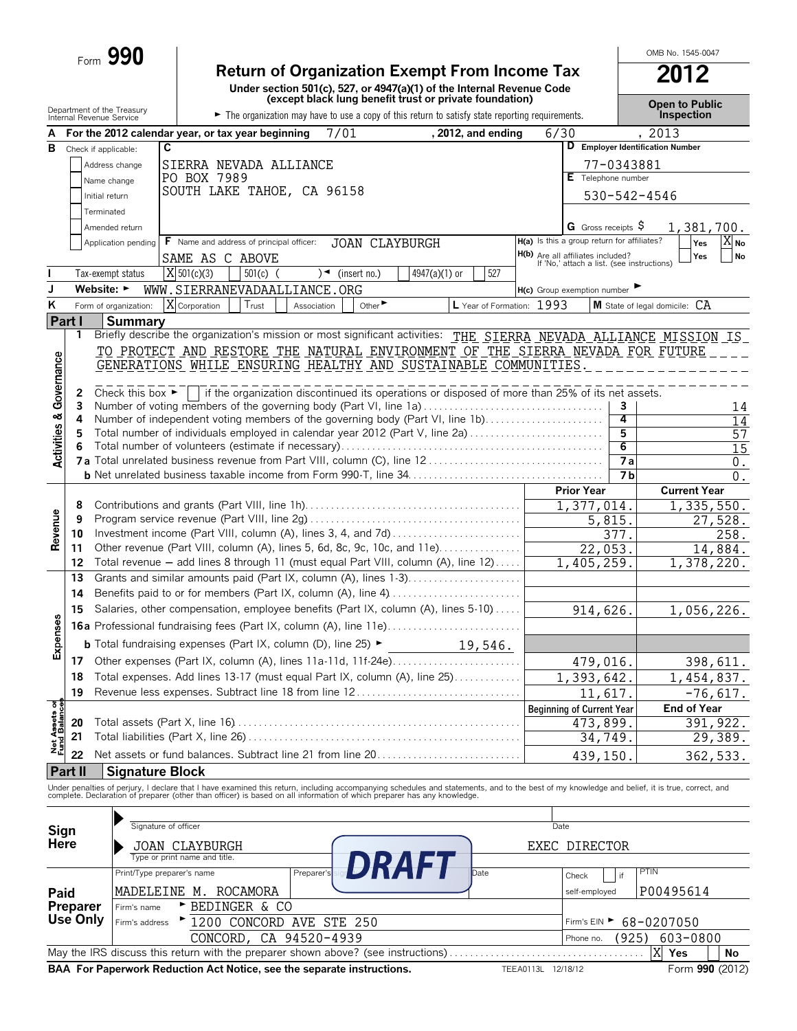Form **990**

# Return of Organization Exempt From Income Tax

**2012**

Under section 501(c), 527, or 4947(a)(1) of the Internal Revenue Code (except black lung benefit trust or private foundation)

OMB No. 1545-0047

Department of the Treasury
Internal Revenue Service

▶ The organization may have to use a copy of this return to satisfy state reporting requirements.

**Open to Public Inspection**

**A** For the 2012 calendar year, or tax year beginning 7/01, 2012, and ending 6/30, 2013

**B** Check if applicable:
- [ ] Address change
- [ ] Name change
- [ ] Initial return
- [ ] Terminated
- [ ] Amended return
- [ ] Application pending

**C** SIERRA NEVADA ALLIANCE
PO BOX 7989
SOUTH LAKE TAHOE, CA 96158

**D** Employer Identification Number: 77-0343881

**E** Telephone number: 530-542-4546

**G** Gross receipts $ 1,381,700.

**F** Name and address of principal officer: JOAN CLAYBURGH
SAME AS C ABOVE

**H(a)** Is this a group return for affiliates? [ ] Yes [X] No

**H(b)** Are all affiliates included? [ ] Yes [ ] No
If 'No,' attach a list. (see instructions)

**I** Tax-exempt status: [X] 501(c)(3) [ ] 501(c) ( ) ◄ (insert no.) [ ] 4947(a)(1) or [ ] 527

**J** Website: ▶ WWW.SIERRANEVADAALLIANCE.ORG

**H(c)** Group exemption number ▶

**K** Form of organization: [X] Corporation [ ] Trust [ ] Association [ ] Other ▶

**L** Year of Formation: 1993

**M** State of legal domicile: CA

## Part I Summary

**Activities & Governance**

1 Briefly describe the organization's mission or most significant activities: THE SIERRA NEVADA ALLIANCE MISSION IS TO PROTECT AND RESTORE THE NATURAL ENVIRONMENT OF THE SIERRA NEVADA FOR FUTURE GENERATIONS WHILE ENSURING HEALTHY AND SUSTAINABLE COMMUNITIES.

2 Check this box ▶ [ ] if the organization discontinued its operations or disposed of more than 25% of its net assets.

| | | | |
|---|---|---|---|
| 3 | Number of voting members of the governing body (Part VI, line 1a) | 3 | 14 |
| 4 | Number of independent voting members of the governing body (Part VI, line 1b) | 4 | 14 |
| 5 | Total number of individuals employed in calendar year 2012 (Part V, line 2a) | 5 | 57 |
| 6 | Total number of volunteers (estimate if necessary) | 6 | 15 |
| 7a | Total unrelated business revenue from Part VIII, column (C), line 12 | 7a | 0. |
| b | Net unrelated business taxable income from Form 990-T, line 34 | 7b | 0. |

| | | Prior Year | Current Year |
|---|---|---|---|
| **Revenue** | | | |
| 8 | Contributions and grants (Part VIII, line 1h) | 1,377,014. | 1,335,550. |
| 9 | Program service revenue (Part VIII, line 2g) | 5,815. | 27,528. |
| 10 | Investment income (Part VIII, column (A), lines 3, 4, and 7d) | 377. | 258. |
| 11 | Other revenue (Part VIII, column (A), lines 5, 6d, 8c, 9c, 10c, and 11e) | 22,053. | 14,884. |
| 12 | Total revenue – add lines 8 through 11 (must equal Part VIII, column (A), line 12) | 1,405,259. | 1,378,220. |
| **Expenses** | | | |
| 13 | Grants and similar amounts paid (Part IX, column (A), lines 1-3) | | |
| 14 | Benefits paid to or for members (Part IX, column (A), line 4) | | |
| 15 | Salaries, other compensation, employee benefits (Part IX, column (A), lines 5-10) | 914,626. | 1,056,226. |
| 16a | Professional fundraising fees (Part IX, column (A), line 11e) | | |
| b | Total fundraising expenses (Part IX, column (D), line 25) ▶ 19,546. | | |
| 17 | Other expenses (Part IX, column (A), lines 11a-11d, 11f-24e) | 479,016. | 398,611. |
| 18 | Total expenses. Add lines 13-17 (must equal Part IX, column (A), line 25) | 1,393,642. | 1,454,837. |
| 19 | Revenue less expenses. Subtract line 18 from line 12 | 11,617. | -76,617. |

| **Net Assets or Fund Balances** | | Beginning of Current Year | End of Year |
|---|---|---|---|
| 20 | Total assets (Part X, line 16) | 473,899. | 391,922. |
| 21 | Total liabilities (Part X, line 26) | 34,749. | 29,389. |
| 22 | Net assets or fund balances. Subtract line 21 from line 20 | 439,150. | 362,533. |

## Part II Signature Block

Under penalties of perjury, I declare that I have examined this return, including accompanying schedules and statements, and to the best of my knowledge and belief, it is true, correct, and complete. Declaration of preparer (other than officer) is based on all information of which preparer has any knowledge.

**Sign Here**

Signature of officer — Date

JOAN CLAYBURGH — EXEC DIRECTOR
Type or print name and title.

**DRAFT**

**Paid Preparer Use Only**

| Print/Type preparer's name | Preparer's signature | Date | Check [ ] if self-employed | PTIN |
|---|---|---|---|---|
| MADELEINE M. ROCAMORA | | | | P00495614 |

Firm's name ▶ BEDINGER & CO

Firm's address ▶ 1200 CONCORD AVE STE 250
CONCORD, CA 94520-4939

Firm's EIN ▶ 68-0207050

Phone no. (925) 603-0800

May the IRS discuss this return with the preparer shown above? (see instructions) [X] Yes [ ] No

**BAA For Paperwork Reduction Act Notice, see the separate instructions.** TEEA0113L 12/18/12 Form **990** (2012)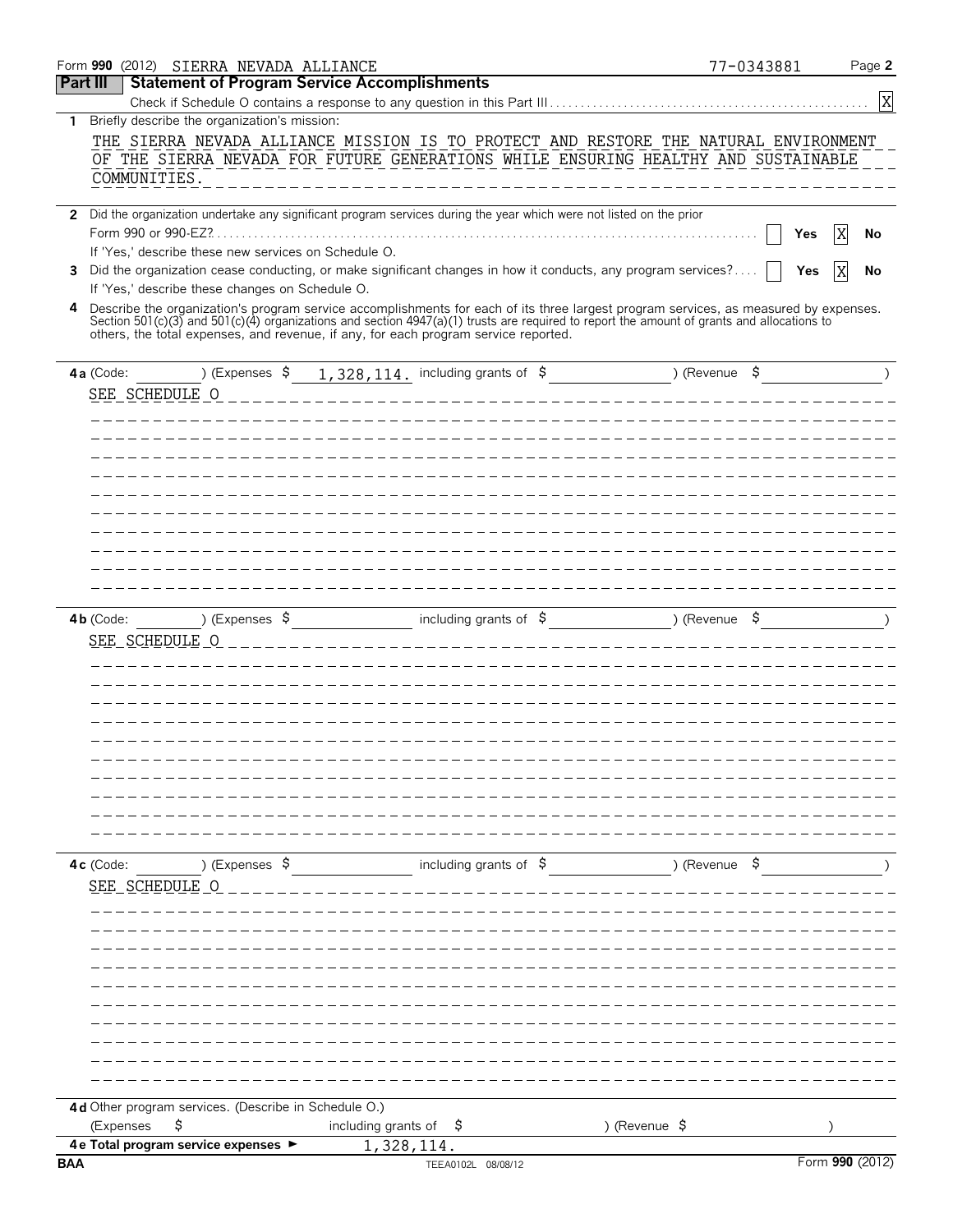Form **990** (2012) SIERRA NEVADA ALLIANCE 77-0343881 Page **2**

## Part III Statement of Program Service Accomplishments

Check if Schedule O contains a response to any question in this Part III . . . . . [X]

**1** Briefly describe the organization's mission:

THE SIERRA NEVADA ALLIANCE MISSION IS TO PROTECT AND RESTORE THE NATURAL ENVIRONMENT OF THE SIERRA NEVADA FOR FUTURE GENERATIONS WHILE ENSURING HEALTHY AND SUSTAINABLE COMMUNITIES.

**2** Did the organization undertake any significant program services during the year which were not listed on the prior Form 990 or 990-EZ? . . . . . [ ] Yes [X] No

If 'Yes,' describe these new services on Schedule O.

**3** Did the organization cease conducting, or make significant changes in how it conducts, any program services? . . . . [ ] Yes [X] No

If 'Yes,' describe these changes on Schedule O.

**4** Describe the organization's program service accomplishments for each of its three largest program services, as measured by expenses. Section 501(c)(3) and 501(c)(4) organizations and section 4947(a)(1) trusts are required to report the amount of grants and allocations to others, the total expenses, and revenue, if any, for each program service reported.

**4a** (Code: ) (Expenses $ 1,328,114. including grants of $ ) (Revenue $ )

SEE SCHEDULE O

**4b** (Code: ) (Expenses $ including grants of $ ) (Revenue $ )

SEE SCHEDULE O

**4c** (Code: ) (Expenses $ including grants of $ ) (Revenue $ )

SEE SCHEDULE O

**4d** Other program services. (Describe in Schedule O.)

(Expenses $ including grants of $ ) (Revenue $ )

**4e Total program service expenses** ► 1,328,114.

BAA TEEA0102L 08/08/12 Form **990** (2012)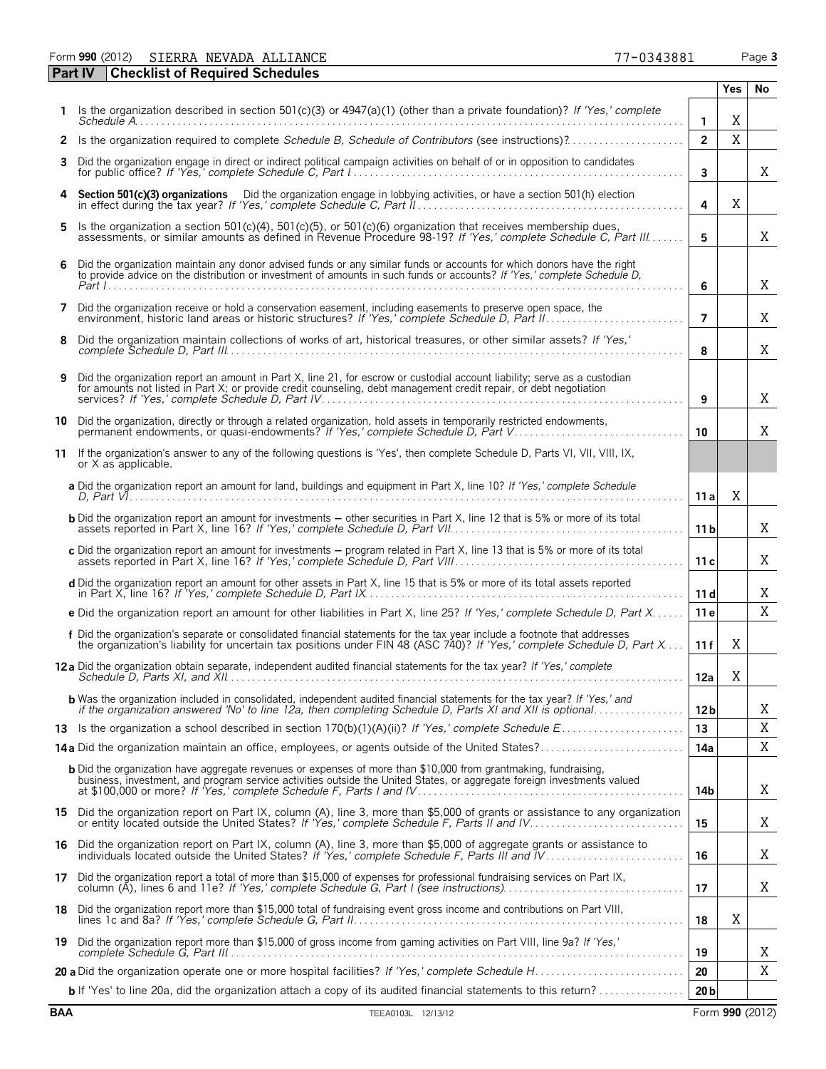Form **990** (2012) SIERRA NEVADA ALLIANCE 77-0343881 Page **3**

## Part IV Checklist of Required Schedules

| | | | Yes | No |
|---|---|---|---|---|
| **1** | Is the organization described in section 501(c)(3) or 4947(a)(1) (other than a private foundation)? *If 'Yes,' complete Schedule A* | 1 | X | |
| **2** | Is the organization required to complete *Schedule B, Schedule of Contributors* (see instructions)? | 2 | X | |
| **3** | Did the organization engage in direct or indirect political campaign activities on behalf of or in opposition to candidates for public office? *If 'Yes,' complete Schedule C, Part I* | 3 | | X |
| **4** | **Section 501(c)(3) organizations** Did the organization engage in lobbying activities, or have a section 501(h) election in effect during the tax year? *If 'Yes,' complete Schedule C, Part II* | 4 | X | |
| **5** | Is the organization a section 501(c)(4), 501(c)(5), or 501(c)(6) organization that receives membership dues, assessments, or similar amounts as defined in Revenue Procedure 98-19? *If 'Yes,' complete Schedule C, Part III* | 5 | | X |
| **6** | Did the organization maintain any donor advised funds or any similar funds or accounts for which donors have the right to provide advice on the distribution or investment of amounts in such funds or accounts? *If 'Yes,' complete Schedule D, Part I* | 6 | | X |
| **7** | Did the organization receive or hold a conservation easement, including easements to preserve open space, the environment, historic land areas or historic structures? *If 'Yes,' complete Schedule D, Part II* | 7 | | X |
| **8** | Did the organization maintain collections of works of art, historical treasures, or other similar assets? *If 'Yes,' complete Schedule D, Part III* | 8 | | X |
| **9** | Did the organization report an amount in Part X, line 21, for escrow or custodial account liability; serve as a custodian for amounts not listed in Part X; or provide credit counseling, debt management credit repair, or debt negotiation services? *If 'Yes,' complete Schedule D, Part IV* | 9 | | X |
| **10** | Did the organization, directly or through a related organization, hold assets in temporarily restricted endowments, permanent endowments, or quasi-endowments? *If 'Yes,' complete Schedule D, Part V* | 10 | | X |
| **11** | If the organization's answer to any of the following questions is 'Yes', then complete Schedule D, Parts VI, VII, VIII, IX, or X as applicable. | | | |
| | **a** Did the organization report an amount for land, buildings and equipment in Part X, line 10? *If 'Yes,' complete Schedule D, Part VI* | 11 a | X | |
| | **b** Did the organization report an amount for investments – other securities in Part X, line 12 that is 5% or more of its total assets reported in Part X, line 16? *If 'Yes,' complete Schedule D, Part VII* | 11 b | | X |
| | **c** Did the organization report an amount for investments – program related in Part X, line 13 that is 5% or more of its total assets reported in Part X, line 16? *If 'Yes,' complete Schedule D, Part VIII* | 11 c | | X |
| | **d** Did the organization report an amount for other assets in Part X, line 15 that is 5% or more of its total assets reported in Part X, line 16? *If 'Yes,' complete Schedule D, Part IX* | 11 d | | X |
| | **e** Did the organization report an amount for other liabilities in Part X, line 25? *If 'Yes,' complete Schedule D, Part X* | 11 e | | X |
| | **f** Did the organization's separate or consolidated financial statements for the tax year include a footnote that addresses the organization's liability for uncertain tax positions under FIN 48 (ASC 740)? *If 'Yes,' complete Schedule D, Part X* | 11 f | X | |
| **12a** | Did the organization obtain separate, independent audited financial statements for the tax year? *If 'Yes,' complete Schedule D, Parts XI, and XII* | 12a | X | |
| | **b** Was the organization included in consolidated, independent audited financial statements for the tax year? *If 'Yes,' and if the organization answered 'No' to line 12a, then completing Schedule D, Parts XI and XII is optional* | 12 b | | X |
| **13** | Is the organization a school described in section 170(b)(1)(A)(ii)? *If 'Yes,' complete Schedule E* | 13 | | X |
| **14a** | Did the organization maintain an office, employees, or agents outside of the United States? | 14a | | X |
| | **b** Did the organization have aggregate revenues or expenses of more than $10,000 from grantmaking, fundraising, business, investment, and program service activities outside the United States, or aggregate foreign investments valued at $100,000 or more? *If 'Yes,' complete Schedule F, Parts I and IV* | 14b | | X |
| **15** | Did the organization report on Part IX, column (A), line 3, more than $5,000 of grants or assistance to any organization or entity located outside the United States? *If 'Yes,' complete Schedule F, Parts II and IV* | 15 | | X |
| **16** | Did the organization report on Part IX, column (A), line 3, more than $5,000 of grants or assistance to individuals located outside the United States? *If 'Yes,' complete Schedule F, Parts III and IV* | 16 | | X |
| **17** | Did the organization report a total of more than $15,000 of expenses for professional fundraising services on Part IX, column (A), lines 6 and 11e? *If 'Yes,' complete Schedule G, Part I (see instructions)* | 17 | | X |
| **18** | Did the organization report more than $15,000 total of fundraising event gross income and contributions on Part VIII, lines 1c and 8a? *If 'Yes,' complete Schedule G, Part II* | 18 | X | |
| **19** | Did the organization report more than $15,000 of gross income from gaming activities on Part VIII, line 9a? *If 'Yes,' complete Schedule G, Part III* | 19 | | X |
| **20 a** | Did the organization operate one or more hospital facilities? *If 'Yes,' complete Schedule H* | 20 | | X |
| | **b** If 'Yes' to line 20a, did the organization attach a copy of its audited financial statements to this return? | 20 b | | |

**BAA** TEEA0103L 12/13/12 Form **990** (2012)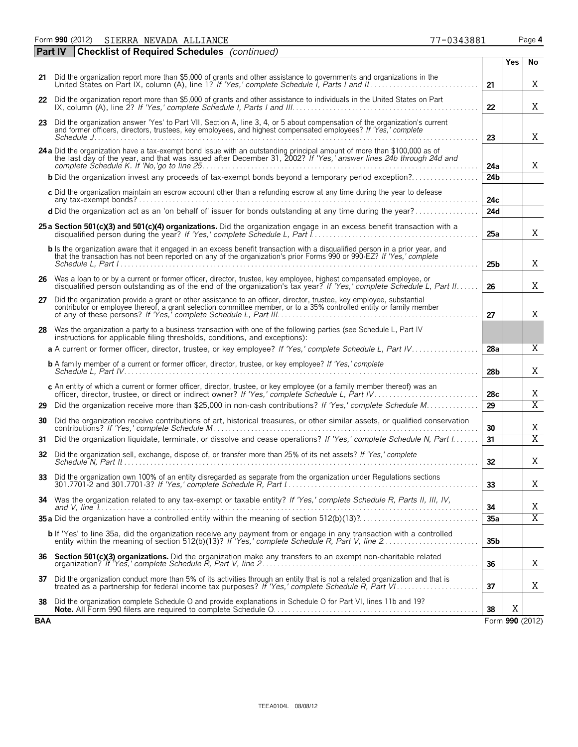Form **990** (2012) SIERRA NEVADA ALLIANCE 77-0343881

## Part IV Checklist of Required Schedules *(continued)*

| | | | Yes | No |
|---|---|---|---|---|
| **21** | Did the organization report more than $5,000 of grants and other assistance to governments and organizations in the United States on Part IX, column (A), line 1? *If 'Yes,' complete Schedule I, Parts I and II* | **21** | | X |
| **22** | Did the organization report more than $5,000 of grants and other assistance to individuals in the United States on Part IX, column (A), line 2? *If 'Yes,' complete Schedule I, Parts I and III* | **22** | | X |
| **23** | Did the organization answer 'Yes' to Part VII, Section A, line 3, 4, or 5 about compensation of the organization's current and former officers, directors, trustees, key employees, and highest compensated employees? *If 'Yes,' complete Schedule J* | **23** | | X |
| **24a** | Did the organization have a tax-exempt bond issue with an outstanding principal amount of more than $100,000 as of the last day of the year, and that was issued after December 31, 2002? *If 'Yes,' answer lines 24b through 24d and complete Schedule K. If 'No,'go to line 25* | **24a** | | X |
| **b** | Did the organization invest any proceeds of tax-exempt bonds beyond a temporary period exception? | **24b** | | |
| **c** | Did the organization maintain an escrow account other than a refunding escrow at any time during the year to defease any tax-exempt bonds? | **24c** | | |
| **d** | Did the organization act as an 'on behalf of' issuer for bonds outstanding at any time during the year? | **24d** | | |
| **25a** | **Section 501(c)(3) and 501(c)(4) organizations.** Did the organization engage in an excess benefit transaction with a disqualified person during the year? *If 'Yes,' complete Schedule L, Part I* | **25a** | | X |
| **b** | Is the organization aware that it engaged in an excess benefit transaction with a disqualified person in a prior year, and that the transaction has not been reported on any of the organization's prior Forms 990 or 990-EZ? *If 'Yes,' complete Schedule L, Part I* | **25b** | | X |
| **26** | Was a loan to or by a current or former officer, director, trustee, key employee, highest compensated employee, or disqualified person outstanding as of the end of the organization's tax year? *If 'Yes,' complete Schedule L, Part II* | **26** | | X |
| **27** | Did the organization provide a grant or other assistance to an officer, director, trustee, key employee, substantial contributor or employee thereof, a grant selection committee member, or to a 35% controlled entity or family member of any of these persons? *If 'Yes,' complete Schedule L, Part III* | **27** | | X |
| **28** | Was the organization a party to a business transaction with one of the following parties (see Schedule L, Part IV instructions for applicable filing thresholds, conditions, and exceptions): | | | |
| **a** | A current or former officer, director, trustee, or key employee? *If 'Yes,' complete Schedule L, Part IV* | **28a** | | X |
| **b** | A family member of a current or former officer, director, trustee, or key employee? *If 'Yes,' complete Schedule L, Part IV* | **28b** | | X |
| **c** | An entity of which a current or former officer, director, trustee, or key employee (or a family member thereof) was an officer, director, trustee, or direct or indirect owner? *If 'Yes,' complete Schedule L, Part IV* | **28c** | | X |
| **29** | Did the organization receive more than $25,000 in non-cash contributions? *If 'Yes,' complete Schedule M* | **29** | | X |
| **30** | Did the organization receive contributions of art, historical treasures, or other similar assets, or qualified conservation contributions? *If 'Yes,' complete Schedule M* | **30** | | X |
| **31** | Did the organization liquidate, terminate, or dissolve and cease operations? *If 'Yes,' complete Schedule N, Part I* | **31** | | X |
| **32** | Did the organization sell, exchange, dispose of, or transfer more than 25% of its net assets? *If 'Yes,' complete Schedule N, Part II* | **32** | | X |
| **33** | Did the organization own 100% of an entity disregarded as separate from the organization under Regulations sections 301.7701-2 and 301.7701-3? *If 'Yes,' complete Schedule R, Part I* | **33** | | X |
| **34** | Was the organization related to any tax-exempt or taxable entity? *If 'Yes,' complete Schedule R, Parts II, III, IV, and V, line 1* | **34** | | X |
| **35a** | Did the organization have a controlled entity within the meaning of section 512(b)(13)? | **35a** | | X |
| **b** | If 'Yes' to line 35a, did the organization receive any payment from or engage in any transaction with a controlled entity within the meaning of section 512(b)(13)? *If 'Yes,' complete Schedule R, Part V, line 2* | **35b** | | |
| **36** | **Section 501(c)(3) organizations.** Did the organization make any transfers to an exempt non-charitable related organization? *If 'Yes,' complete Schedule R, Part V, line 2* | **36** | | X |
| **37** | Did the organization conduct more than 5% of its activities through an entity that is not a related organization and that is treated as a partnership for federal income tax purposes? *If 'Yes,' complete Schedule R, Part VI* | **37** | | X |
| **38** | Did the organization complete Schedule O and provide explanations in Schedule O for Part VI, lines 11b and 19? **Note.** All Form 990 filers are required to complete Schedule O. | **38** | X | |

**BAA** Form **990** (2012)

TEEA0104L 08/08/12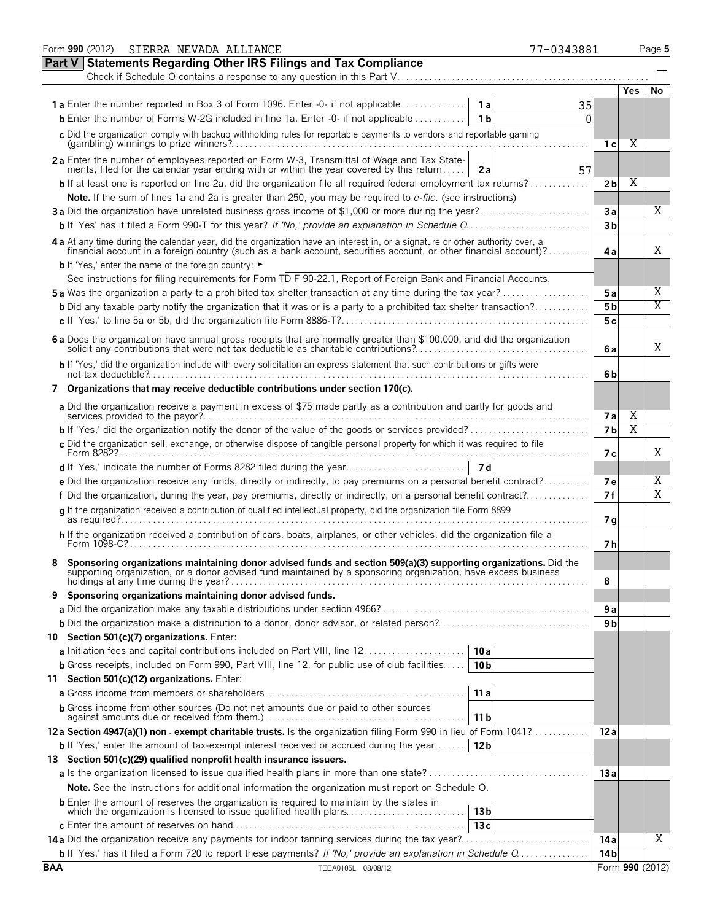Form **990** (2012) SIERRA NEVADA ALLIANCE 77-0343881

## Part V Statements Regarding Other IRS Filings and Tax Compliance

Check if Schedule O contains a response to any question in this Part V . . . . . . ☐

| | | | | Yes | No |
|---|---|---|---|---|---|
| **1a** Enter the number reported in Box 3 of Form 1096. Enter -0- if not applicable | 1a | 35 | | | |
| **b** Enter the number of Forms W-2G included in line 1a. Enter -0- if not applicable | 1b | 0 | | | |
| **c** Did the organization comply with backup withholding rules for reportable payments to vendors and reportable gaming (gambling) winnings to prize winners? | | | 1c | X | |
| **2a** Enter the number of employees reported on Form W-3, Transmittal of Wage and Tax Statements, filed for the calendar year ending with or within the year covered by this return | 2a | 57 | | | |
| **b** If at least one is reported on line 2a, did the organization file all required federal employment tax returns? | | | 2b | X | |
| **Note.** If the sum of lines 1a and 2a is greater than 250, you may be required to *e-file.* (see instructions) | | | | | |
| **3a** Did the organization have unrelated business gross income of $1,000 or more during the year? | | | 3a | | X |
| **b** If 'Yes' has it filed a Form 990-T for this year? *If 'No,' provide an explanation in Schedule O* | | | 3b | | |
| **4a** At any time during the calendar year, did the organization have an interest in, or a signature or other authority over, a financial account in a foreign country (such as a bank account, securities account, or other financial account)? | | | 4a | | X |
| **b** If 'Yes,' enter the name of the foreign country: ► | | | | | |
| See instructions for filing requirements for Form TD F 90-22.1, Report of Foreign Bank and Financial Accounts. | | | | | |
| **5a** Was the organization a party to a prohibited tax shelter transaction at any time during the tax year? | | | 5a | | X |
| **b** Did any taxable party notify the organization that it was or is a party to a prohibited tax shelter transaction? | | | 5b | | X |
| **c** If 'Yes,' to line 5a or 5b, did the organization file Form 8886-T? | | | 5c | | |
| **6a** Does the organization have annual gross receipts that are normally greater than $100,000, and did the organization solicit any contributions that were not tax deductible as charitable contributions? | | | 6a | | X |
| **b** If 'Yes,' did the organization include with every solicitation an express statement that such contributions or gifts were not tax deductible? | | | 6b | | |
| **7 Organizations that may receive deductible contributions under section 170(c).** | | | | | |
| **a** Did the organization receive a payment in excess of $75 made partly as a contribution and partly for goods and services provided to the payor? | | | 7a | X | |
| **b** If 'Yes,' did the organization notify the donor of the value of the goods or services provided? | | | 7b | X | |
| **c** Did the organization sell, exchange, or otherwise dispose of tangible personal property for which it was required to file Form 8282? | | | 7c | | X |
| **d** If 'Yes,' indicate the number of Forms 8282 filed during the year | 7d | | | | |
| **e** Did the organization receive any funds, directly or indirectly, to pay premiums on a personal benefit contract? | | | 7e | | X |
| **f** Did the organization, during the year, pay premiums, directly or indirectly, on a personal benefit contract? | | | 7f | | X |
| **g** If the organization received a contribution of qualified intellectual property, did the organization file Form 8899 as required? | | | 7g | | |
| **h** If the organization received a contribution of cars, boats, airplanes, or other vehicles, did the organization file a Form 1098-C? | | | 7h | | |
| **8 Sponsoring organizations maintaining donor advised funds and section 509(a)(3) supporting organizations.** Did the supporting organization, or a donor advised fund maintained by a sponsoring organization, have excess business holdings at any time during the year? | | | 8 | | |
| **9 Sponsoring organizations maintaining donor advised funds.** | | | | | |
| **a** Did the organization make any taxable distributions under section 4966? | | | 9a | | |
| **b** Did the organization make a distribution to a donor, donor advisor, or related person? | | | 9b | | |
| **10 Section 501(c)(7) organizations.** Enter: | | | | | |
| **a** Initiation fees and capital contributions included on Part VIII, line 12 | 10a | | | | |
| **b** Gross receipts, included on Form 990, Part VIII, line 12, for public use of club facilities | 10b | | | | |
| **11 Section 501(c)(12) organizations.** Enter: | | | | | |
| **a** Gross income from members or shareholders | 11a | | | | |
| **b** Gross income from other sources (Do not net amounts due or paid to other sources against amounts due or received from them.) | 11b | | | | |
| **12a Section 4947(a)(1) non - exempt charitable trusts.** Is the organization filing Form 990 in lieu of Form 1041? | | | 12a | | |
| **b** If 'Yes,' enter the amount of tax-exempt interest received or accrued during the year | 12b | | | | |
| **13 Section 501(c)(29) qualified nonprofit health insurance issuers.** | | | | | |
| **a** Is the organization licensed to issue qualified health plans in more than one state? | | | 13a | | |
| **Note.** See the instructions for additional information the organization must report on Schedule O. | | | | | |
| **b** Enter the amount of reserves the organization is required to maintain by the states in which the organization is licensed to issue qualified health plans | 13b | | | | |
| **c** Enter the amount of reserves on hand | 13c | | | | |
| **14a** Did the organization receive any payments for indoor tanning services during the tax year? | | | 14a | | X |
| **b** If 'Yes,' has it filed a Form 720 to report these payments? *If 'No,' provide an explanation in Schedule O* | | | 14b | | |

BAA TEEA0105L 08/08/12 Form **990** (2012)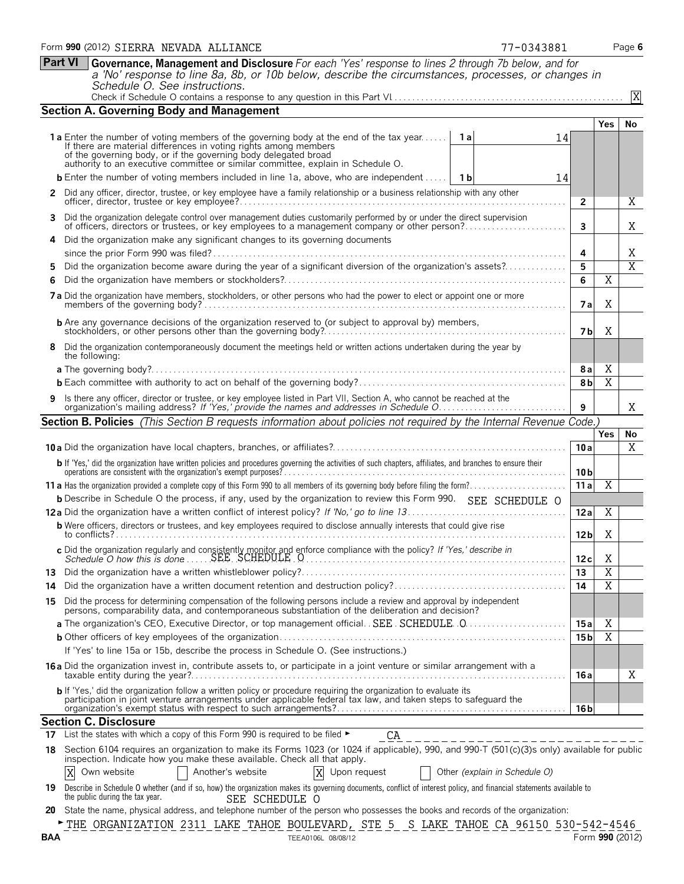Form **990** (2012) SIERRA NEVADA ALLIANCE 77-0343881 Page **6**

## Part VI Governance, Management and Disclosure

*For each 'Yes' response to lines 2 through 7b below, and for a 'No' response to line 8a, 8b, or 10b below, describe the circumstances, processes, or changes in Schedule O. See instructions.*

Check if Schedule O contains a response to any question in this Part VI . . . . . X

### Section A. Governing Body and Management

| | | | Yes | No |
|---|---|---|---|---|
| **1a** Enter the number of voting members of the governing body at the end of the tax year. If there are material differences in voting rights among members of the governing body, or if the governing body delegated broad authority to an executive committee or similar committee, explain in Schedule O. | 1a: 14 | | | |
| **b** Enter the number of voting members included in line 1a, above, who are independent | 1b: 14 | | | |
| **2** Did any officer, director, trustee, or key employee have a family relationship or a business relationship with any other officer, director, trustee or key employee? | | 2 | | X |
| **3** Did the organization delegate control over management duties customarily performed by or under the direct supervision of officers, directors or trustees, or key employees to a management company or other person? | | 3 | | X |
| **4** Did the organization make any significant changes to its governing documents since the prior Form 990 was filed? | | 4 | | X |
| **5** Did the organization become aware during the year of a significant diversion of the organization's assets? | | 5 | | X |
| **6** Did the organization have members or stockholders? | | 6 | X | |
| **7a** Did the organization have members, stockholders, or other persons who had the power to elect or appoint one or more members of the governing body? | | 7a | X | |
| **b** Are any governance decisions of the organization reserved to (or subject to approval by) members, stockholders, or other persons other than the governing body? | | 7b | X | |
| **8** Did the organization contemporaneously document the meetings held or written actions undertaken during the year by the following: | | | | |
| **a** The governing body? | | 8a | X | |
| **b** Each committee with authority to act on behalf of the governing body? | | 8b | X | |
| **9** Is there any officer, director or trustee, or key employee listed in Part VII, Section A, who cannot be reached at the organization's mailing address? *If 'Yes,' provide the names and addresses in Schedule O* | | 9 | | X |

### Section B. Policies *(This Section B requests information about policies not required by the Internal Revenue Code.)*

| | | Yes | No |
|---|---|---|---|
| **10a** Did the organization have local chapters, branches, or affiliates? | 10a | | X |
| **b** If 'Yes,' did the organization have written policies and procedures governing the activities of such chapters, affiliates, and branches to ensure their operations are consistent with the organization's exempt purposes? | 10b | | |
| **11a** Has the organization provided a complete copy of this Form 990 to all members of its governing body before filing the form? | 11a | X | |
| **b** Describe in Schedule O the process, if any, used by the organization to review this Form 990. SEE SCHEDULE O | | | |
| **12a** Did the organization have a written conflict of interest policy? *If 'No,' go to line 13* | 12a | X | |
| **b** Were officers, directors or trustees, and key employees required to disclose annually interests that could give rise to conflicts? | 12b | X | |
| **c** Did the organization regularly and consistently monitor and enforce compliance with the policy? *If 'Yes,' describe in Schedule O how this is done* SEE SCHEDULE O | 12c | X | |
| **13** Did the organization have a written whistleblower policy? | 13 | X | |
| **14** Did the organization have a written document retention and destruction policy? | 14 | X | |
| **15** Did the process for determining compensation of the following persons include a review and approval by independent persons, comparability data, and contemporaneous substantiation of the deliberation and decision? | | | |
| **a** The organization's CEO, Executive Director, or top management official SEE SCHEDULE O | 15a | X | |
| **b** Other officers of key employees of the organization | 15b | X | |
| If 'Yes' to line 15a or 15b, describe the process in Schedule O. (See instructions.) | | | |
| **16a** Did the organization invest in, contribute assets to, or participate in a joint venture or similar arrangement with a taxable entity during the year? | 16a | | X |
| **b** If 'Yes,' did the organization follow a written policy or procedure requiring the organization to evaluate its participation in joint venture arrangements under applicable federal tax law, and taken steps to safeguard the organization's exempt status with respect to such arrangements? | 16b | | |

### Section C. Disclosure

**17** List the states with which a copy of this Form 990 is required to be filed ► CA

**18** Section 6104 requires an organization to make its Forms 1023 (or 1024 if applicable), 990, and 990-T (501(c)(3)s only) available for public inspection. Indicate how you make these available. Check all that apply.

[X] Own website [ ] Another's website [X] Upon request [ ] Other *(explain in Schedule O)*

**19** Describe in Schedule O whether (and if so, how) the organization makes its governing documents, conflict of interest policy, and financial statements available to the public during the tax year. SEE SCHEDULE O

**20** State the name, physical address, and telephone number of the person who possesses the books and records of the organization:

► THE ORGANIZATION 2311 LAKE TAHOE BOULEVARD, STE 5 S LAKE TAHOE CA 96150 530-542-4546

BAA TEEA0106L 08/08/12 Form **990** (2012)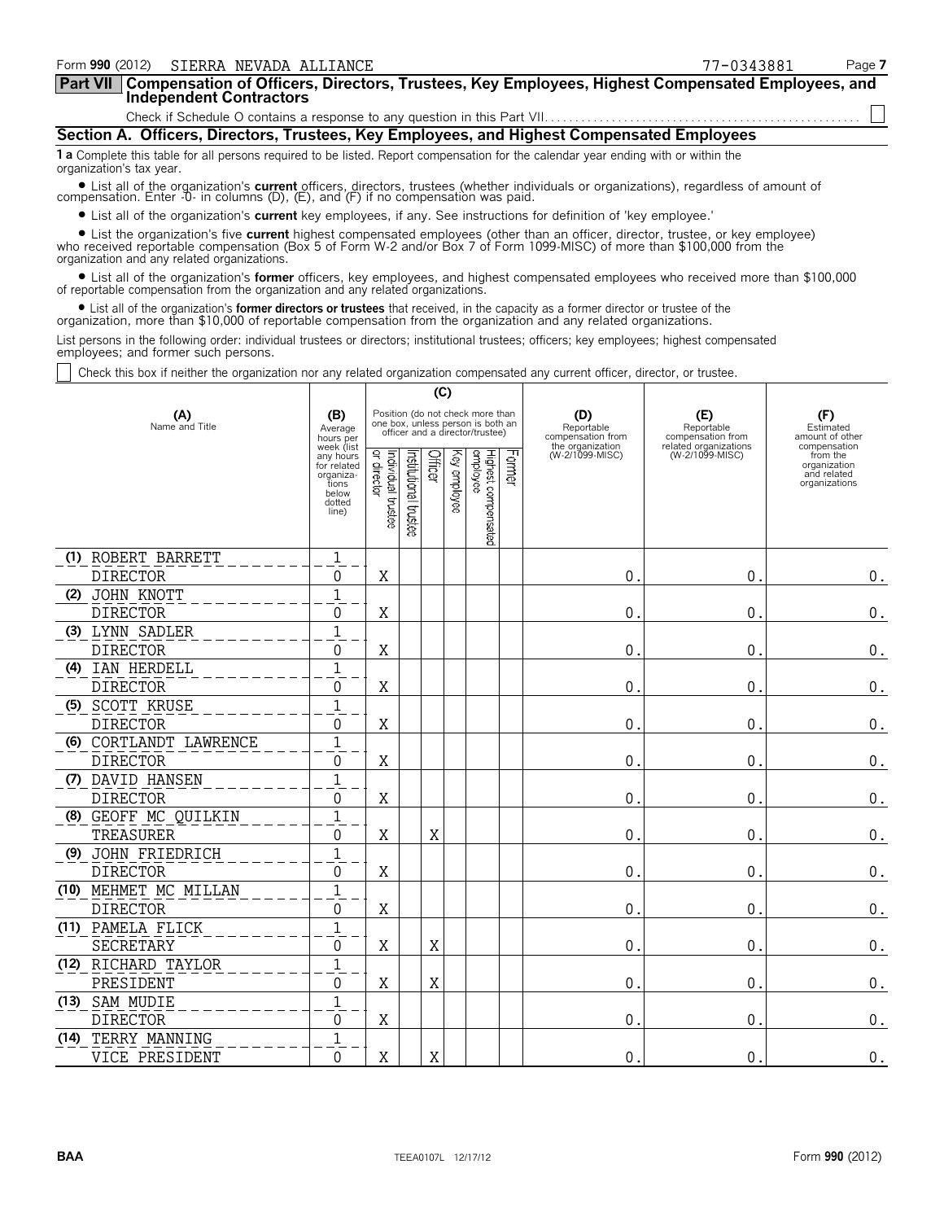Form **990** (2012) SIERRA NEVADA ALLIANCE 77-0343881 Page **7**

**Part VII** **Compensation of Officers, Directors, Trustees, Key Employees, Highest Compensated Employees, and Independent Contractors**

Check if Schedule O contains a response to any question in this Part VII. ☐

## Section A. Officers, Directors, Trustees, Key Employees, and Highest Compensated Employees

**1 a** Complete this table for all persons required to be listed. Report compensation for the calendar year ending with or within the organization's tax year.

- List all of the organization's **current** officers, directors, trustees (whether individuals or organizations), regardless of amount of compensation. Enter -0- in columns (D), (E), and (F) if no compensation was paid.
- List all of the organization's **current** key employees, if any. See instructions for definition of 'key employee.'
- List the organization's five **current** highest compensated employees (other than an officer, director, trustee, or key employee) who received reportable compensation (Box 5 of Form W-2 and/or Box 7 of Form 1099-MISC) of more than $100,000 from the organization and any related organizations.
- List all of the organization's **former** officers, key employees, and highest compensated employees who received more than $100,000 of reportable compensation from the organization and any related organizations.
- List all of the organization's **former directors or trustees** that received, in the capacity as a former director or trustee of the organization, more than $10,000 of reportable compensation from the organization and any related organizations.

List persons in the following order: individual trustees or directors; institutional trustees; officers; key employees; highest compensated employees; and former such persons.

☐ Check this box if neither the organization nor any related organization compensated any current officer, director, or trustee.

| (A) Name and Title | (B) Average hours per week (list any hours for related organizations below dotted line) | (C) Position (do not check more than one box, unless person is both an officer and a director/trustee) | | | | | | (D) Reportable compensation from the organization (W-2/1099-MISC) | (E) Reportable compensation from related organizations (W-2/1099-MISC) | (F) Estimated amount of other compensation from the organization and related organizations |
|---|---|---|---|---|---|---|---|---|---|---|
| | | Individual trustee or director | Institutional trustee | Officer | Key employee | Highest compensated employee | Former | | | |
| (1) ROBERT BARRETT<br>DIRECTOR | 1<br>0 | X | | | | | | 0. | 0. | 0. |
| (2) JOHN KNOTT<br>DIRECTOR | 1<br>0 | X | | | | | | 0. | 0. | 0. |
| (3) LYNN SADLER<br>DIRECTOR | 1<br>0 | X | | | | | | 0. | 0. | 0. |
| (4) IAN HERDELL<br>DIRECTOR | 1<br>0 | X | | | | | | 0. | 0. | 0. |
| (5) SCOTT KRUSE<br>DIRECTOR | 1<br>0 | X | | | | | | 0. | 0. | 0. |
| (6) CORTLANDT LAWRENCE<br>DIRECTOR | 1<br>0 | X | | | | | | 0. | 0. | 0. |
| (7) DAVID HANSEN<br>DIRECTOR | 1<br>0 | X | | | | | | 0. | 0. | 0. |
| (8) GEOFF MC QUILKIN<br>TREASURER | 1<br>0 | X | | X | | | | 0. | 0. | 0. |
| (9) JOHN FRIEDRICH<br>DIRECTOR | 1<br>0 | X | | | | | | 0. | 0. | 0. |
| (10) MEHMET MC MILLAN<br>DIRECTOR | 1<br>0 | X | | | | | | 0. | 0. | 0. |
| (11) PAMELA FLICK<br>SECRETARY | 1<br>0 | X | | X | | | | 0. | 0. | 0. |
| (12) RICHARD TAYLOR<br>PRESIDENT | 1<br>0 | X | | X | | | | 0. | 0. | 0. |
| (13) SAM MUDIE<br>DIRECTOR | 1<br>0 | X | | | | | | 0. | 0. | 0. |
| (14) TERRY MANNING<br>VICE PRESIDENT | 1<br>0 | X | | X | | | | 0. | 0. | 0. |

BAA TEEA0107L 12/17/12 Form **990** (2012)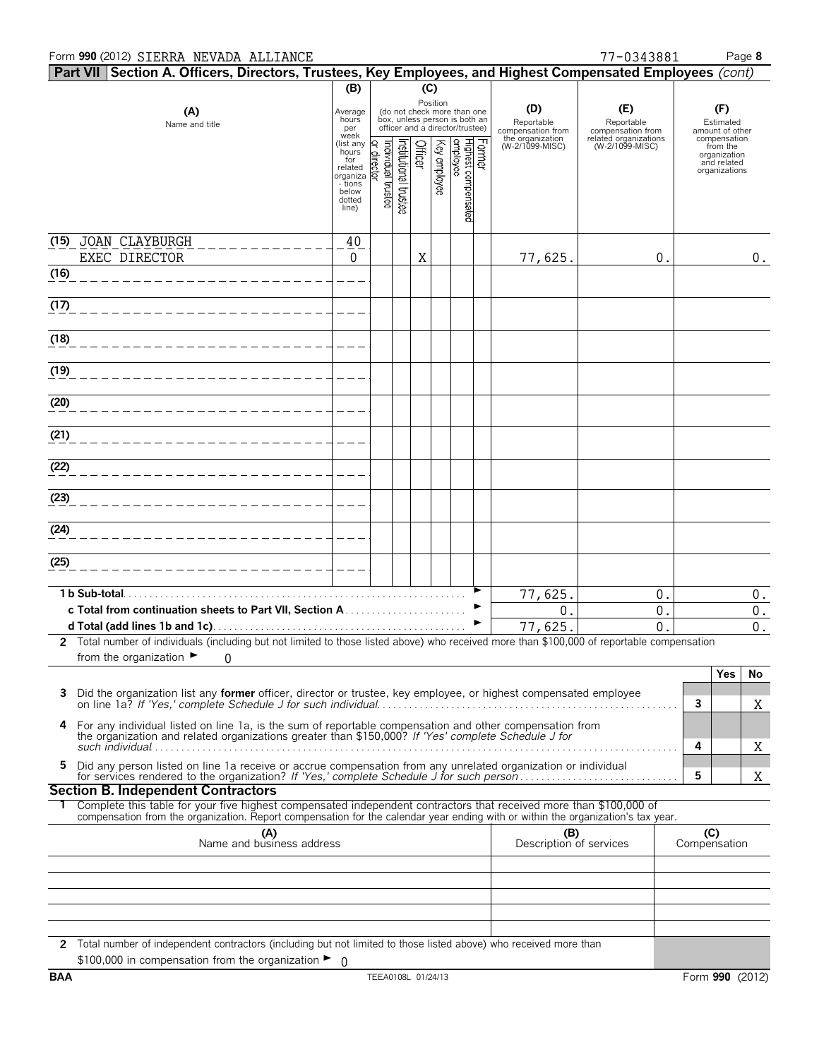Form **990** (2012) SIERRA NEVADA ALLIANCE 77-0343881

## Part VII Section A. Officers, Directors, Trustees, Key Employees, and Highest Compensated Employees *(cont)*

| (A) Name and title | (B) Average hours per week (list any hours for related organizations below dotted line) | (C) Position: Individual trustee or director | Institutional trustee | Officer | Key employee | Highest compensated employee | Former | (D) Reportable compensation from the organization (W-2/1099-MISC) | (E) Reportable compensation from related organizations (W-2/1099-MISC) | (F) Estimated amount of other compensation from the organization and related organizations |
|---|---|---|---|---|---|---|---|---|---|---|
| (15) JOAN CLAYBURGH<br>EXEC DIRECTOR | 40<br>0 | | | X | | | | 77,625. | 0. | 0. |
| (16) | | | | | | | | | | |
| (17) | | | | | | | | | | |
| (18) | | | | | | | | | | |
| (19) | | | | | | | | | | |
| (20) | | | | | | | | | | |
| (21) | | | | | | | | | | |
| (22) | | | | | | | | | | |
| (23) | | | | | | | | | | |
| (24) | | | | | | | | | | |
| (25) | | | | | | | | | | |
| **1 b Sub-total** | | | | | | | | 77,625. | 0. | 0. |
| **c Total from continuation sheets to Part VII, Section A** | | | | | | | | 0. | 0. | 0. |
| **d Total (add lines 1b and 1c)** | | | | | | | | 77,625. | 0. | 0. |

**2** Total number of individuals (including but not limited to those listed above) who received more than $100,000 of reportable compensation from the organization ► 0

| | | Yes | No |
|---|---|---|---|
| **3** Did the organization list any **former** officer, director or trustee, key employee, or highest compensated employee on line 1a? *If 'Yes,' complete Schedule J for such individual* | 3 | | X |
| **4** For any individual listed on line 1a, is the sum of reportable compensation and other compensation from the organization and related organizations greater than $150,000? *If 'Yes' complete Schedule J for such individual* | 4 | | X |
| **5** Did any person listed on line 1a receive or accrue compensation from any unrelated organization or individual for services rendered to the organization? *If 'Yes,' complete Schedule J for such person* | 5 | | X |

### Section B. Independent Contractors

**1** Complete this table for your five highest compensated independent contractors that received more than $100,000 of compensation from the organization. Report compensation for the calendar year ending with or within the organization's tax year.

| (A) Name and business address | (B) Description of services | (C) Compensation |
|---|---|---|
| | | |
| | | |
| | | |
| | | |
| | | |

**2** Total number of independent contractors (including but not limited to those listed above) who received more than $100,000 in compensation from the organization ► 0

BAA TEEA0108L 01/24/13 Form **990** (2012)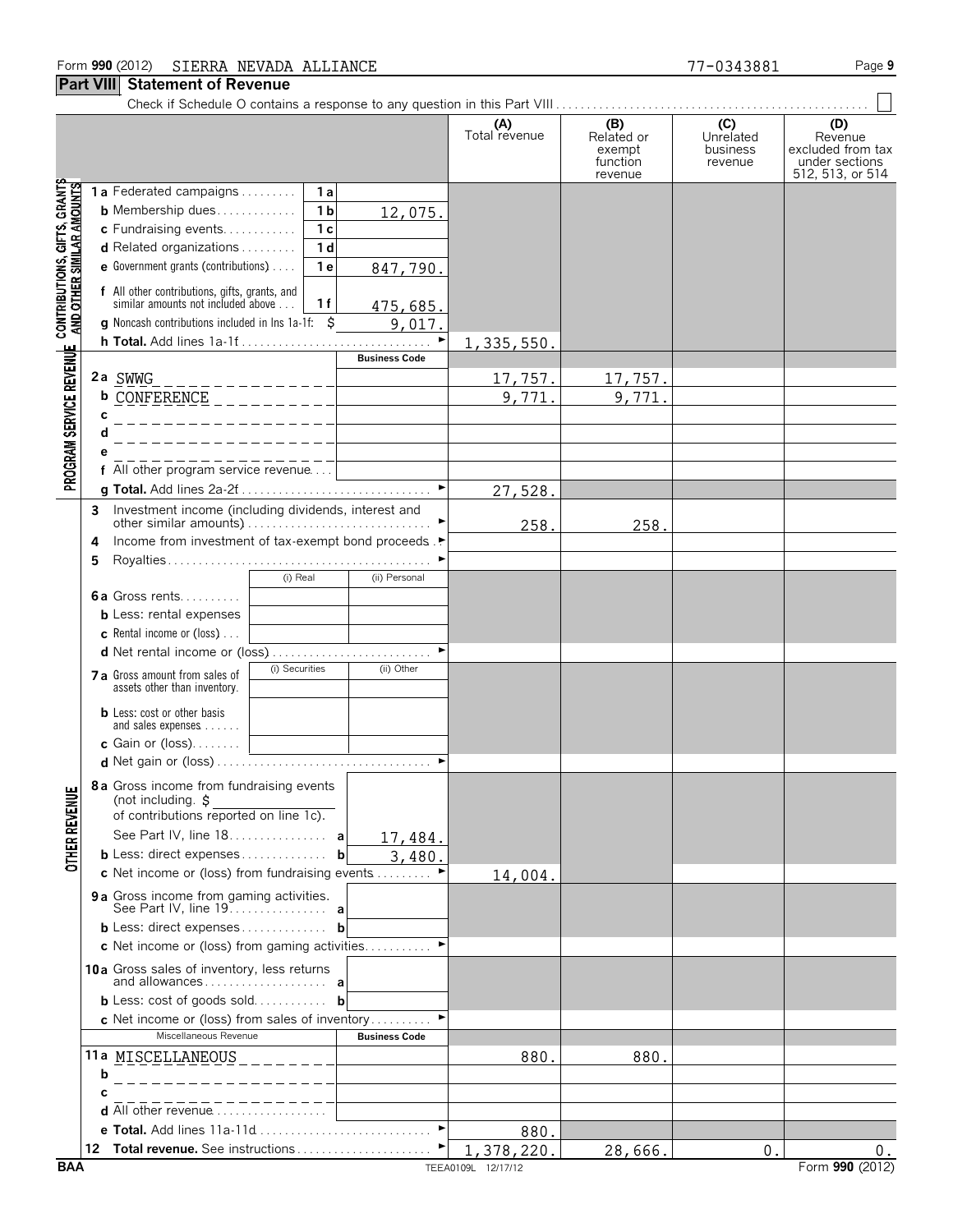Form 990 (2012) SIERRA NEVADA ALLIANCE 77-0343881 Page 9

## Part VIII Statement of Revenue

Check if Schedule O contains a response to any question in this Part VIII . . . . . . ☐

| | | | (A) Total revenue | (B) Related or exempt function revenue | (C) Unrelated business revenue | (D) Revenue excluded from tax under sections 512, 513, or 514 |
|---|---|---|---|---|---|---|
| **CONTRIBUTIONS, GIFTS, GRANTS AND OTHER SIMILAR AMOUNTS** | 1a Federated campaigns . . . 1a | | | | | |
| | b Membership dues . . . 1b | 12,075. | | | | |
| | c Fundraising events . . . 1c | | | | | |
| | d Related organizations . . . 1d | | | | | |
| | e Government grants (contributions) . . . 1e | 847,790. | | | | |
| | f All other contributions, gifts, grants, and similar amounts not included above . . . 1f | 475,685. | | | | |
| | g Noncash contributions included in lns 1a-1f: $ | 9,017. | | | | |
| | h Total. Add lines 1a-1f . . . ► | | 1,335,550. | | | |
| **PROGRAM SERVICE REVENUE** | | Business Code | | | | |
| | 2a SWWG | | 17,757. | 17,757. | | |
| | b CONFERENCE | | 9,771. | 9,771. | | |
| | c | | | | | |
| | d | | | | | |
| | e | | | | | |
| | f All other program service revenue . . . | | | | | |
| | g Total. Add lines 2a-2f . . . ► | | 27,528. | | | |
| **OTHER REVENUE** | 3 Investment income (including dividends, interest and other similar amounts) . . . ► | | 258. | 258. | | |
| | 4 Income from investment of tax-exempt bond proceeds . . ► | | | | | |
| | 5 Royalties . . . ► | | | | | |
| | 6a Gross rents . . . (i) Real / (ii) Personal | | | | | |
| | b Less: rental expenses | | | | | |
| | c Rental income or (loss) . . . | | | | | |
| | d Net rental income or (loss) . . . ► | | | | | |
| | 7a Gross amount from sales of assets other than inventory. (i) Securities / (ii) Other | | | | | |
| | b Less: cost or other basis and sales expenses . . . | | | | | |
| | c Gain or (loss) . . . | | | | | |
| | d Net gain or (loss) . . . ► | | | | | |
| | 8a Gross income from fundraising events (not including $ ______ of contributions reported on line 1c). See Part IV, line 18 . . . a | 17,484. | | | | |
| | b Less: direct expenses . . . b | 3,480. | | | | |
| | c Net income or (loss) from fundraising events . . . ► | | 14,004. | | | |
| | 9a Gross income from gaming activities. See Part IV, line 19 . . . a | | | | | |
| | b Less: direct expenses . . . b | | | | | |
| | c Net income or (loss) from gaming activities . . . ► | | | | | |
| | 10a Gross sales of inventory, less returns and allowances . . . a | | | | | |
| | b Less: cost of goods sold . . . b | | | | | |
| | c Net income or (loss) from sales of inventory . . . ► | | | | | |
| | Miscellaneous Revenue | Business Code | | | | |
| | 11a MISCELLANEOUS | | 880. | 880. | | |
| | b | | | | | |
| | c | | | | | |
| | d All other revenue . . . | | | | | |
| | e Total. Add lines 11a-11d . . . ► | | 880. | | | |
| | 12 Total revenue. See instructions . . . ► | | 1,378,220. | 28,666. | 0. | 0. |

BAA TEEA0109L 12/17/12 Form 990 (2012)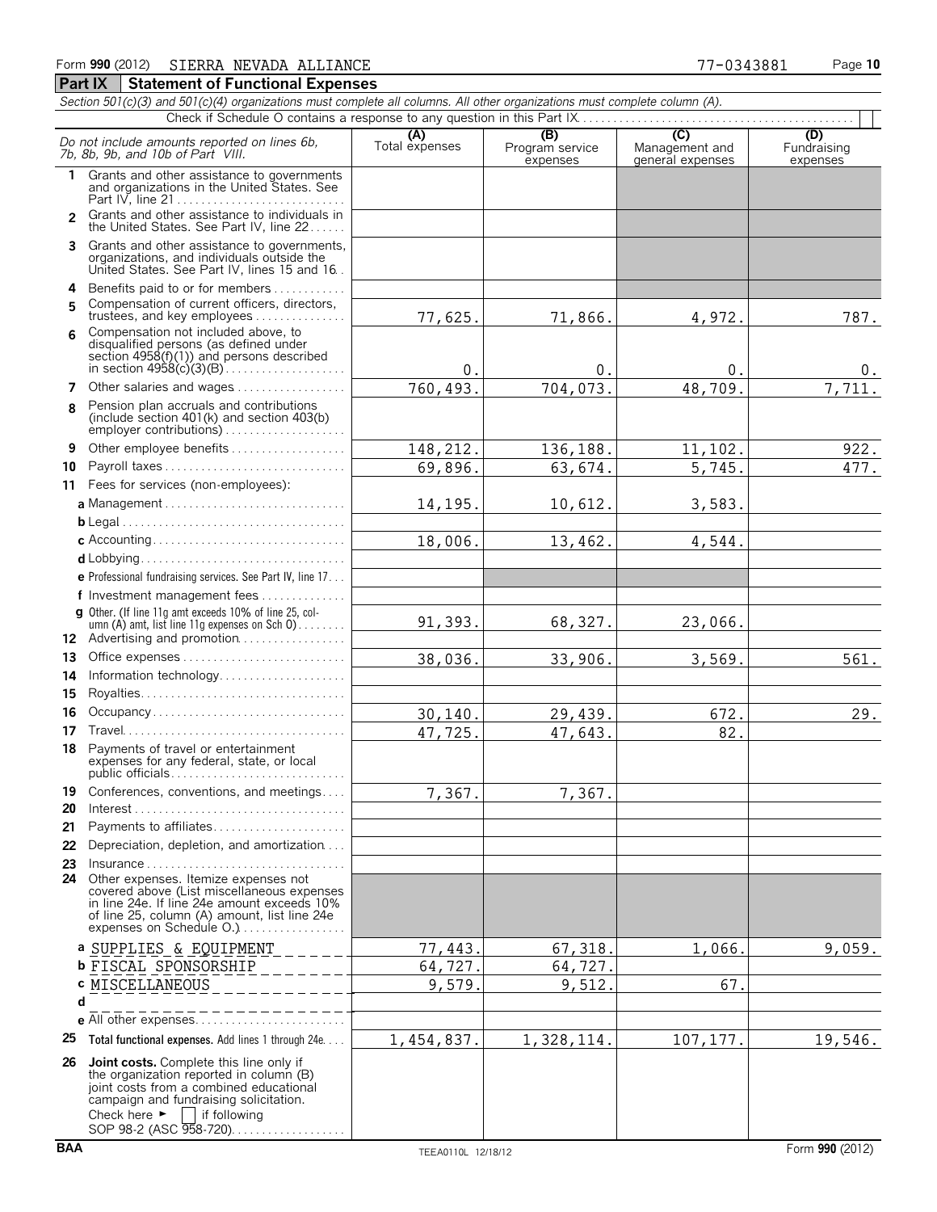Form **990** (2012) SIERRA NEVADA ALLIANCE 77-0343881 Page **10**

## Part IX Statement of Functional Expenses

*Section 501(c)(3) and 501(c)(4) organizations must complete all columns. All other organizations must complete column (A).*

Check if Schedule O contains a response to any question in this Part IX

| *Do not include amounts reported on lines 6b, 7b, 8b, 9b, and 10b of Part VIII.* | (A) Total expenses | (B) Program service expenses | (C) Management and general expenses | (D) Fundraising expenses |
|---|---|---|---|---|
| 1 Grants and other assistance to governments and organizations in the United States. See Part IV, line 21 | | | | |
| 2 Grants and other assistance to individuals in the United States. See Part IV, line 22 | | | | |
| 3 Grants and other assistance to governments, organizations, and individuals outside the United States. See Part IV, lines 15 and 16 | | | | |
| 4 Benefits paid to or for members | | | | |
| 5 Compensation of current officers, directors, trustees, and key employees | 77,625. | 71,866. | 4,972. | 787. |
| 6 Compensation not included above, to disqualified persons (as defined under section 4958(f)(1)) and persons described in section 4958(c)(3)(B) | 0. | 0. | 0. | 0. |
| 7 Other salaries and wages | 760,493. | 704,073. | 48,709. | 7,711. |
| 8 Pension plan accruals and contributions (include section 401(k) and section 403(b) employer contributions) | | | | |
| 9 Other employee benefits | 148,212. | 136,188. | 11,102. | 922. |
| 10 Payroll taxes | 69,896. | 63,674. | 5,745. | 477. |
| 11 Fees for services (non-employees): | | | | |
| a Management | 14,195. | 10,612. | 3,583. | |
| b Legal | | | | |
| c Accounting | 18,006. | 13,462. | 4,544. | |
| d Lobbying | | | | |
| e Professional fundraising services. See Part IV, line 17 | | | | |
| f Investment management fees | | | | |
| g Other. (If line 11g amt exceeds 10% of line 25, column (A) amt, list line 11g expenses on Sch O) | 91,393. | 68,327. | 23,066. | |
| 12 Advertising and promotion | | | | |
| 13 Office expenses | 38,036. | 33,906. | 3,569. | 561. |
| 14 Information technology | | | | |
| 15 Royalties | | | | |
| 16 Occupancy | 30,140. | 29,439. | 672. | 29. |
| 17 Travel | 47,725. | 47,643. | 82. | |
| 18 Payments of travel or entertainment expenses for any federal, state, or local public officials | | | | |
| 19 Conferences, conventions, and meetings | 7,367. | 7,367. | | |
| 20 Interest | | | | |
| 21 Payments to affiliates | | | | |
| 22 Depreciation, depletion, and amortization | | | | |
| 23 Insurance | | | | |
| 24 Other expenses. Itemize expenses not covered above (List miscellaneous expenses in line 24e. If line 24e amount exceeds 10% of line 25, column (A) amount, list line 24e expenses on Schedule O.) | | | | |
| a SUPPLIES & EQUIPMENT | 77,443. | 67,318. | 1,066. | 9,059. |
| b FISCAL SPONSORSHIP | 64,727. | 64,727. | | |
| c MISCELLANEOUS | 9,579. | 9,512. | 67. | |
| d | | | | |
| e All other expenses | | | | |
| 25 **Total functional expenses.** Add lines 1 through 24e | 1,454,837. | 1,328,114. | 107,177. | 19,546. |
| 26 **Joint costs.** Complete this line only if the organization reported in column (B) joint costs from a combined educational campaign and fundraising solicitation. Check here ► ☐ if following SOP 98-2 (ASC 958-720) | | | | |

BAA TEEA0110L 12/18/12 Form **990** (2012)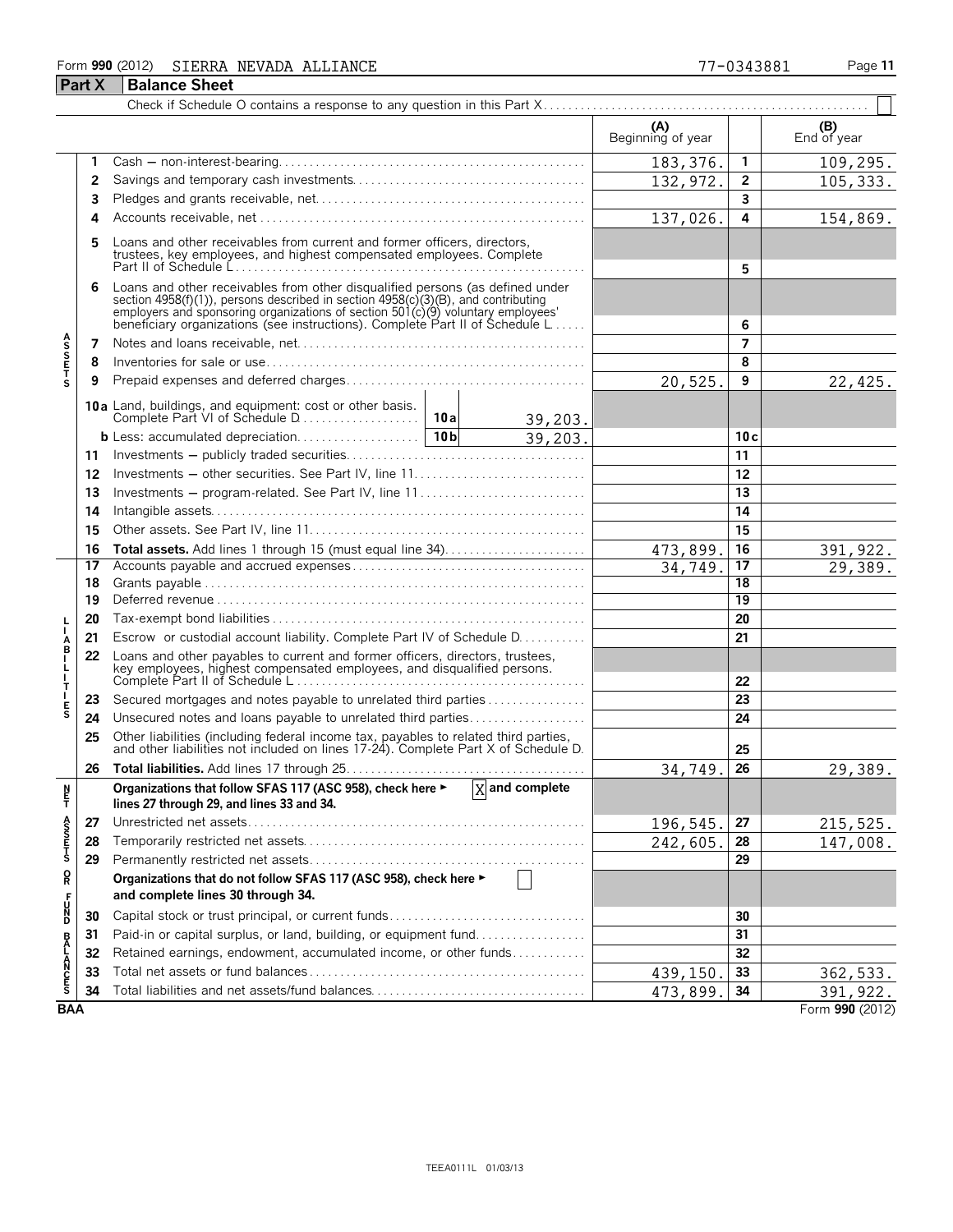Form **990** (2012) SIERRA NEVADA ALLIANCE 77-0343881 Page **11**

## Part X Balance Sheet

Check if Schedule O contains a response to any question in this Part X . . . . . ☐

| | | | (A) Beginning of year | | (B) End of year |
|---|---|---|---|---|---|
| **Assets** | 1 | Cash — non-interest-bearing | 183,376. | 1 | 109,295. |
| | 2 | Savings and temporary cash investments | 132,972. | 2 | 105,333. |
| | 3 | Pledges and grants receivable, net | | 3 | |
| | 4 | Accounts receivable, net | 137,026. | 4 | 154,869. |
| | 5 | Loans and other receivables from current and former officers, directors, trustees, key employees, and highest compensated employees. Complete Part II of Schedule L | | 5 | |
| | 6 | Loans and other receivables from other disqualified persons (as defined under section 4958(f)(1)), persons described in section 4958(c)(3)(B), and contributing employers and sponsoring organizations of section 501(c)(9) voluntary employees' beneficiary organizations (see instructions). Complete Part II of Schedule L | | 6 | |
| | 7 | Notes and loans receivable, net | | 7 | |
| | 8 | Inventories for sale or use | | 8 | |
| | 9 | Prepaid expenses and deferred charges | 20,525. | 9 | 22,425. |
| | 10a | Land, buildings, and equipment: cost or other basis. Complete Part VI of Schedule D . . . 10a 39,203. | | | |
| | b | Less: accumulated depreciation . . . 10b 39,203. | | 10c | |
| | 11 | Investments — publicly traded securities | | 11 | |
| | 12 | Investments — other securities. See Part IV, line 11 | | 12 | |
| | 13 | Investments — program-related. See Part IV, line 11 | | 13 | |
| | 14 | Intangible assets | | 14 | |
| | 15 | Other assets. See Part IV, line 11 | | 15 | |
| | 16 | **Total assets.** Add lines 1 through 15 (must equal line 34) | 473,899. | 16 | 391,922. |
| **Liabilities** | 17 | Accounts payable and accrued expenses | 34,749. | 17 | 29,389. |
| | 18 | Grants payable | | 18 | |
| | 19 | Deferred revenue | | 19 | |
| | 20 | Tax-exempt bond liabilities | | 20 | |
| | 21 | Escrow or custodial account liability. Complete Part IV of Schedule D | | 21 | |
| | 22 | Loans and other payables to current and former officers, directors, trustees, key employees, highest compensated employees, and disqualified persons. Complete Part II of Schedule L | | 22 | |
| | 23 | Secured mortgages and notes payable to unrelated third parties | | 23 | |
| | 24 | Unsecured notes and loans payable to unrelated third parties | | 24 | |
| | 25 | Other liabilities (including federal income tax, payables to related third parties, and other liabilities not included on lines 17-24). Complete Part X of Schedule D | | 25 | |
| | 26 | **Total liabilities.** Add lines 17 through 25 | 34,749. | 26 | 29,389. |
| **Net Assets or Fund Balances** | | **Organizations that follow SFAS 117 (ASC 958), check here ►** ☒ **and complete lines 27 through 29, and lines 33 and 34.** | | | |
| | 27 | Unrestricted net assets | 196,545. | 27 | 215,525. |
| | 28 | Temporarily restricted net assets | 242,605. | 28 | 147,008. |
| | 29 | Permanently restricted net assets | | 29 | |
| | | **Organizations that do not follow SFAS 117 (ASC 958), check here ►** ☐ **and complete lines 30 through 34.** | | | |
| | 30 | Capital stock or trust principal, or current funds | | 30 | |
| | 31 | Paid-in or capital surplus, or land, building, or equipment fund | | 31 | |
| | 32 | Retained earnings, endowment, accumulated income, or other funds | | 32 | |
| | 33 | Total net assets or fund balances | 439,150. | 33 | 362,533. |
| | 34 | Total liabilities and net assets/fund balances | 473,899. | 34 | 391,922. |

BAA Form **990** (2012)

TEEA0111L 01/03/13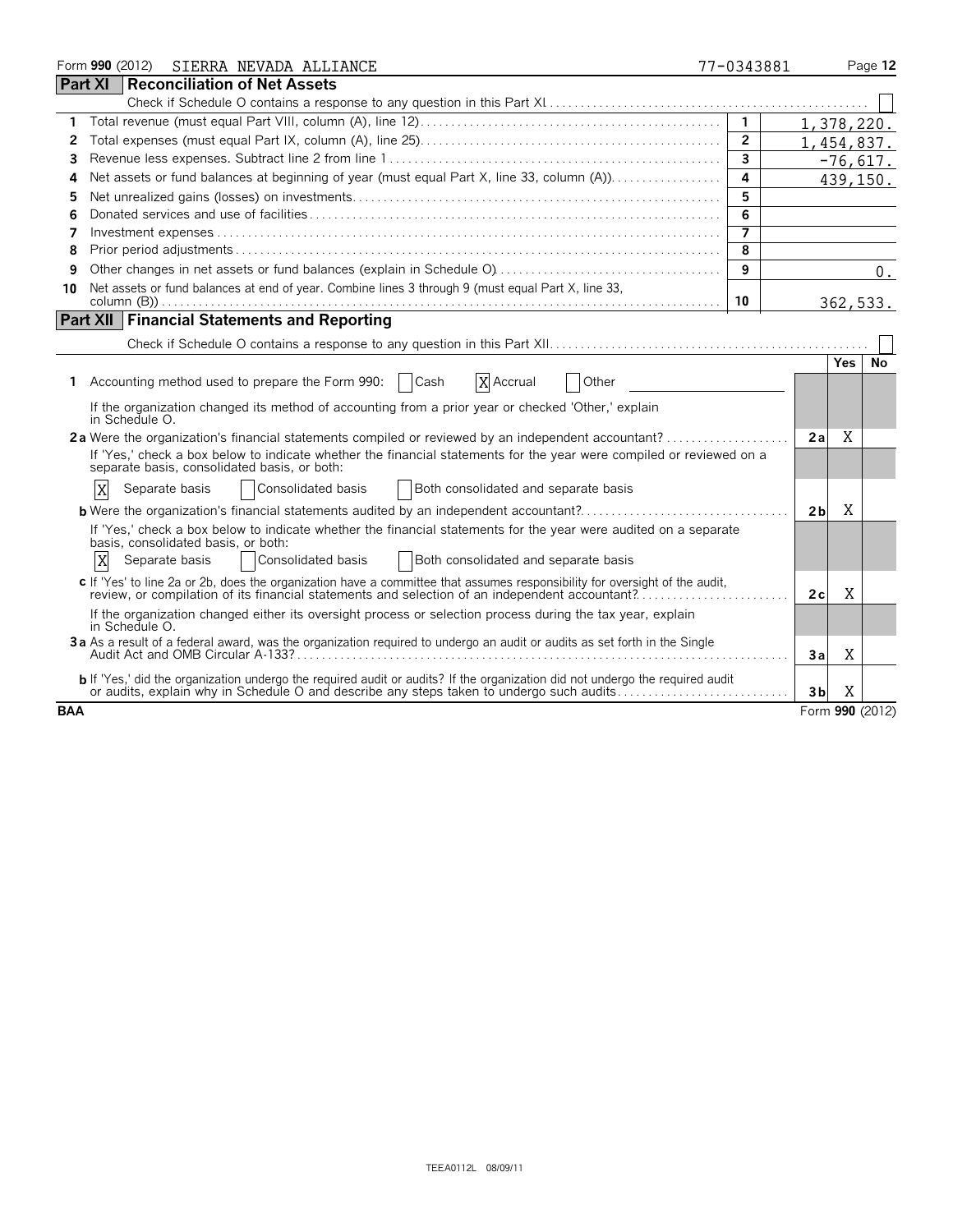Form **990** (2012) SIERRA NEVADA ALLIANCE 77-0343881

## Part XI Reconciliation of Net Assets

Check if Schedule O contains a response to any question in this Part XI . . . . . ☐

| | | | |
|---|---|---|---|
| 1 | Total revenue (must equal Part VIII, column (A), line 12) | 1 | 1,378,220. |
| 2 | Total expenses (must equal Part IX, column (A), line 25) | 2 | 1,454,837. |
| 3 | Revenue less expenses. Subtract line 2 from line 1 | 3 | -76,617. |
| 4 | Net assets or fund balances at beginning of year (must equal Part X, line 33, column (A)) | 4 | 439,150. |
| 5 | Net unrealized gains (losses) on investments | 5 | |
| 6 | Donated services and use of facilities | 6 | |
| 7 | Investment expenses | 7 | |
| 8 | Prior period adjustments | 8 | |
| 9 | Other changes in net assets or fund balances (explain in Schedule O) | 9 | 0. |
| 10 | Net assets or fund balances at end of year. Combine lines 3 through 9 (must equal Part X, line 33, column (B)) | 10 | 362,533. |

## Part XII Financial Statements and Reporting

Check if Schedule O contains a response to any question in this Part XII . . . . . ☐

| | | | Yes | No |
|---|---|---|---|---|
| **1** | Accounting method used to prepare the Form 990: ☐ Cash ☒ Accrual ☐ Other | | | |
| | If the organization changed its method of accounting from a prior year or checked 'Other,' explain in Schedule O. | | | |
| **2a** | Were the organization's financial statements compiled or reviewed by an independent accountant? | 2a | X | |
| | If 'Yes,' check a box below to indicate whether the financial statements for the year were compiled or reviewed on a separate basis, consolidated basis, or both: | | | |
| | ☒ Separate basis ☐ Consolidated basis ☐ Both consolidated and separate basis | | | |
| **b** | Were the organization's financial statements audited by an independent accountant? | 2b | X | |
| | If 'Yes,' check a box below to indicate whether the financial statements for the year were audited on a separate basis, consolidated basis, or both: | | | |
| | ☒ Separate basis ☐ Consolidated basis ☐ Both consolidated and separate basis | | | |
| **c** | If 'Yes' to line 2a or 2b, does the organization have a committee that assumes responsibility for oversight of the audit, review, or compilation of its financial statements and selection of an independent accountant? | 2c | X | |
| | If the organization changed either its oversight process or selection process during the tax year, explain in Schedule O. | | | |
| **3a** | As a result of a federal award, was the organization required to undergo an audit or audits as set forth in the Single Audit Act and OMB Circular A-133? | 3a | X | |
| **b** | If 'Yes,' did the organization undergo the required audit or audits? If the organization did not undergo the required audit or audits, explain why in Schedule O and describe any steps taken to undergo such audits | 3b | X | |

BAA Form **990** (2012)

TEEA0112L 08/09/11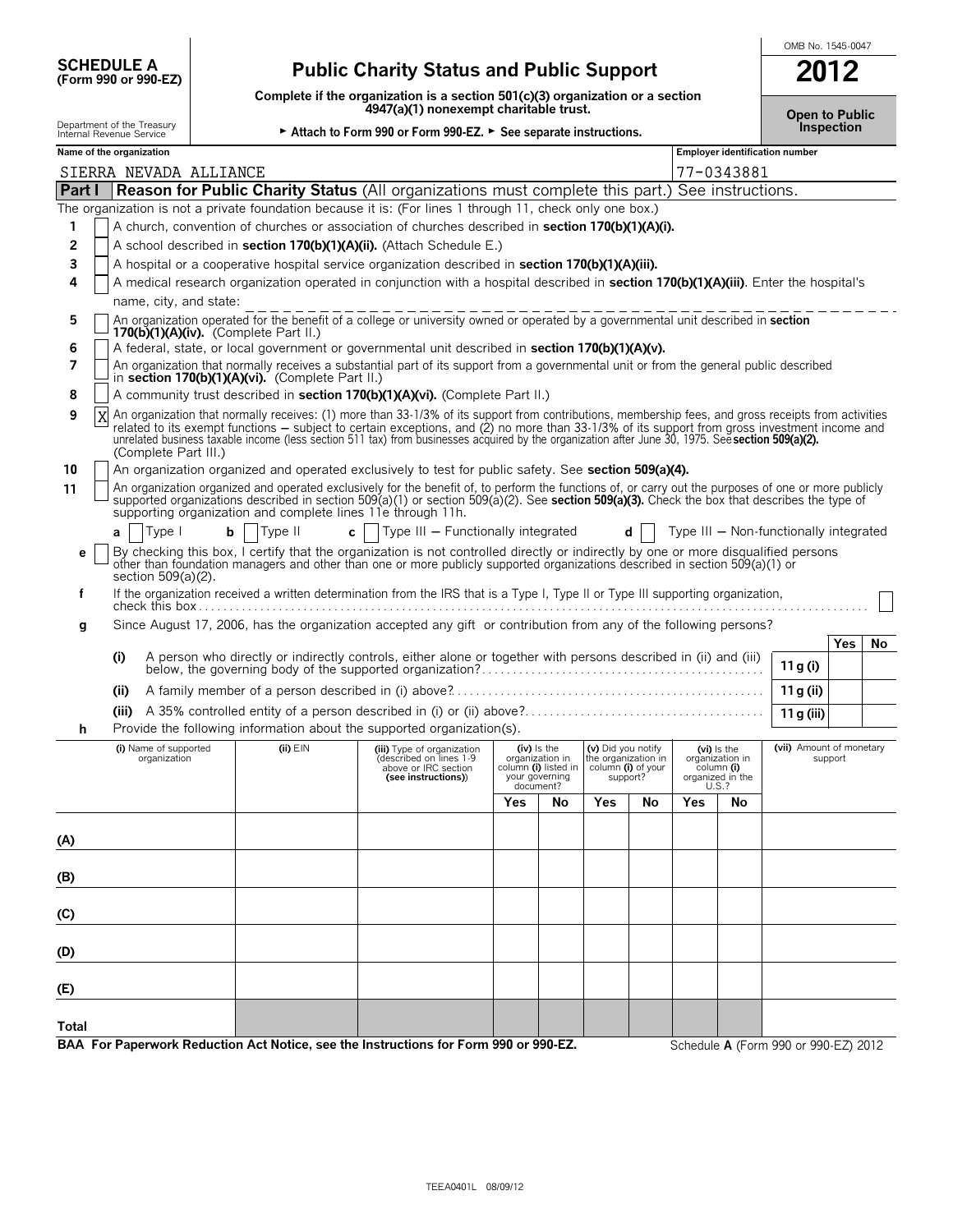**SCHEDULE A (Form 990 or 990-EZ)**

Department of the Treasury
Internal Revenue Service

# Public Charity Status and Public Support

**Complete if the organization is a section 501(c)(3) organization or a section 4947(a)(1) nonexempt charitable trust.**

► **Attach to Form 990 or Form 990-EZ.** ► **See separate instructions.**

OMB No. 1545-0047

**2012**

**Open to Public Inspection**

**Name of the organization:** SIERRA NEVADA ALLIANCE

**Employer identification number:** 77-0343881

## Part I Reason for Public Charity Status (All organizations must complete this part.) See instructions.

The organization is not a private foundation because it is: (For lines 1 through 11, check only one box.)

1. [ ] A church, convention of churches or association of churches described in **section 170(b)(1)(A)(i).**
2. [ ] A school described in **section 170(b)(1)(A)(ii).** (Attach Schedule E.)
3. [ ] A hospital or a cooperative hospital service organization described in **section 170(b)(1)(A)(iii).**
4. [ ] A medical research organization operated in conjunction with a hospital described in **section 170(b)(1)(A)(iii)**. Enter the hospital's name, city, and state:
5. [ ] An organization operated for the benefit of a college or university owned or operated by a governmental unit described in **section 170(b)(1)(A)(iv).** (Complete Part II.)
6. [ ] A federal, state, or local government or governmental unit described in **section 170(b)(1)(A)(v).**
7. [ ] An organization that normally receives a substantial part of its support from a governmental unit or from the general public described in **section 170(b)(1)(A)(vi).** (Complete Part II.)
8. [ ] A community trust described in **section 170(b)(1)(A)(vi).** (Complete Part II.)
9. [X] An organization that normally receives: (1) more than 33-1/3% of its support from contributions, membership fees, and gross receipts from activities related to its exempt functions – subject to certain exceptions, and (2) no more than 33-1/3% of its support from gross investment income and unrelated business taxable income (less section 511 tax) from businesses acquired by the organization after June 30, 1975. See **section 509(a)(2).** (Complete Part III.)
10. [ ] An organization organized and operated exclusively to test for public safety. See **section 509(a)(4).**
11. [ ] An organization organized and operated exclusively for the benefit of, to perform the functions of, or carry out the purposes of one or more publicly supported organizations described in section 509(a)(1) or section 509(a)(2). See **section 509(a)(3).** Check the box that describes the type of supporting organization and complete lines 11e through 11h.

   **a** [ ] Type I **b** [ ] Type II **c** [ ] Type III – Functionally integrated **d** [ ] Type III – Non-functionally integrated

   **e** [ ] By checking this box, I certify that the organization is not controlled directly or indirectly by one or more disqualified persons other than foundation managers and other than one or more publicly supported organizations described in section 509(a)(1) or section 509(a)(2).

   **f** If the organization received a written determination from the IRS that is a Type I, Type II or Type III supporting organization, check this box [ ]

   **g** Since August 17, 2006, has the organization accepted any gift or contribution from any of the following persons?

| | | | Yes | No |
|---|---|---|---|---|
| (i) | A person who directly or indirectly controls, either alone or together with persons described in (ii) and (iii) below, the governing body of the supported organization? | 11 g (i) | | |
| (ii) | A family member of a person described in (i) above? | 11 g (ii) | | |
| (iii) | A 35% controlled entity of a person described in (i) or (ii) above? | 11 g (iii) | | |

   **h** Provide the following information about the supported organization(s).

| | (i) Name of supported organization | (ii) EIN | (iii) Type of organization (described on lines 1-9 above or IRC section (see instructions)) | (iv) Is the organization in column (i) listed in your governing document? Yes | No | (v) Did you notify the organization in column (i) of your support? Yes | No | (vi) Is the organization in column (i) organized in the U.S.? Yes | No | (vii) Amount of monetary support |
|---|---|---|---|---|---|---|---|---|---|---|
| (A) | | | | | | | | | | |
| (B) | | | | | | | | | | |
| (C) | | | | | | | | | | |
| (D) | | | | | | | | | | |
| (E) | | | | | | | | | | |
| Total | | | | | | | | | | |

**BAA For Paperwork Reduction Act Notice, see the Instructions for Form 990 or 990-EZ.** Schedule **A** (Form 990 or 990-EZ) 2012

TEEA0401L 08/09/12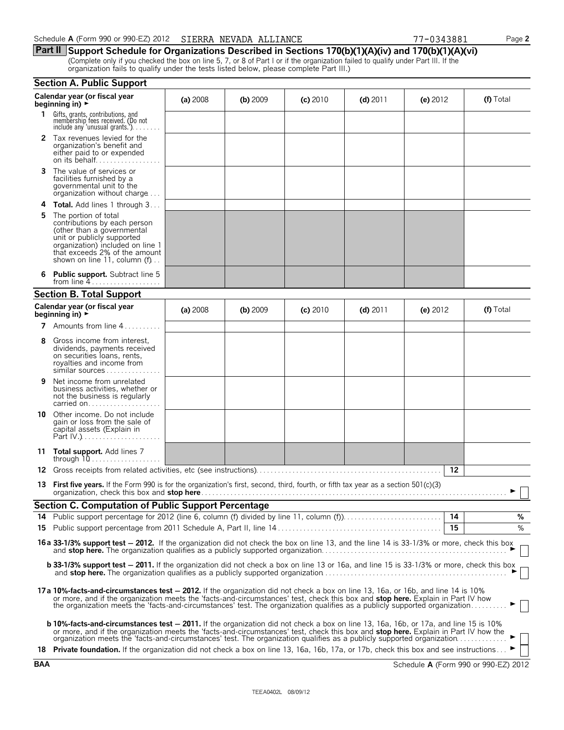Schedule A (Form 990 or 990-EZ) 2012 SIERRA NEVADA ALLIANCE 77-0343881

## Part II Support Schedule for Organizations Described in Sections 170(b)(1)(A)(iv) and 170(b)(1)(A)(vi)

(Complete only if you checked the box on line 5, 7, or 8 of Part I or if the organization failed to qualify under Part III. If the organization fails to qualify under the tests listed below, please complete Part III.)

### Section A. Public Support

| Calendar year (or fiscal year beginning in) ► | (a) 2008 | (b) 2009 | (c) 2010 | (d) 2011 | (e) 2012 | (f) Total |
|---|---|---|---|---|---|---|
| **1** Gifts, grants, contributions, and membership fees received. (Do not include any 'unusual grants.') | | | | | | |
| **2** Tax revenues levied for the organization's benefit and either paid to or expended on its behalf | | | | | | |
| **3** The value of services or facilities furnished by a governmental unit to the organization without charge | | | | | | |
| **4 Total.** Add lines 1 through 3 | | | | | | |
| **5** The portion of total contributions by each person (other than a governmental unit or publicly supported organization) included on line 1 that exceeds 2% of the amount shown on line 11, column (f) | | | | | | |
| **6 Public support.** Subtract line 5 from line 4 | | | | | | |

### Section B. Total Support

| Calendar year (or fiscal year beginning in) ► | (a) 2008 | (b) 2009 | (c) 2010 | (d) 2011 | (e) 2012 | (f) Total |
|---|---|---|---|---|---|---|
| **7** Amounts from line 4 | | | | | | |
| **8** Gross income from interest, dividends, payments received on securities loans, rents, royalties and income from similar sources | | | | | | |
| **9** Net income from unrelated business activities, whether or not the business is regularly carried on | | | | | | |
| **10** Other income. Do not include gain or loss from the sale of capital assets (Explain in Part IV.) | | | | | | |
| **11 Total support.** Add lines 7 through 10 | | | | | | |

**12** Gross receipts from related activities, etc (see instructions) **12**

**13 First five years.** If the Form 990 is for the organization's first, second, third, fourth, or fifth tax year as a section 501(c)(3) organization, check this box and **stop here** ► ☐

### Section C. Computation of Public Support Percentage

**14** Public support percentage for 2012 (line 6, column (f) divided by line 11, column (f)) **14** %

**15** Public support percentage from 2011 Schedule A, Part II, line 14 **15** %

**16a 33-1/3% support test — 2012.** If the organization did not check the box on line 13, and the line 14 is 33-1/3% or more, check this box and **stop here.** The organization qualifies as a publicly supported organization ► ☐

**b 33-1/3% support test — 2011.** If the organization did not check a box on line 13 or 16a, and line 15 is 33-1/3% or more, check this box and **stop here.** The organization qualifies as a publicly supported organization ► ☐

**17a 10%-facts-and-circumstances test — 2012.** If the organization did not check a box on line 13, 16a, or 16b, and line 14 is 10% or more, and if the organization meets the 'facts-and-circumstances' test, check this box and **stop here.** Explain in Part IV how the organization meets the 'facts-and-circumstances' test. The organization qualifies as a publicly supported organization ► ☐

**b 10%-facts-and-circumstances test — 2011.** If the organization did not check a box on line 13, 16a, 16b, or 17a, and line 15 is 10% or more, and if the organization meets the 'facts-and-circumstances' test, check this box and **stop here.** Explain in Part IV how the organization meets the 'facts-and-circumstances' test. The organization qualifies as a publicly supported organization ► ☐

**18 Private foundation.** If the organization did not check a box on line 13, 16a, 16b, 17a, or 17b, check this box and see instructions ► ☐

BAA Schedule A (Form 990 or 990-EZ) 2012

TEEA0402L 08/09/12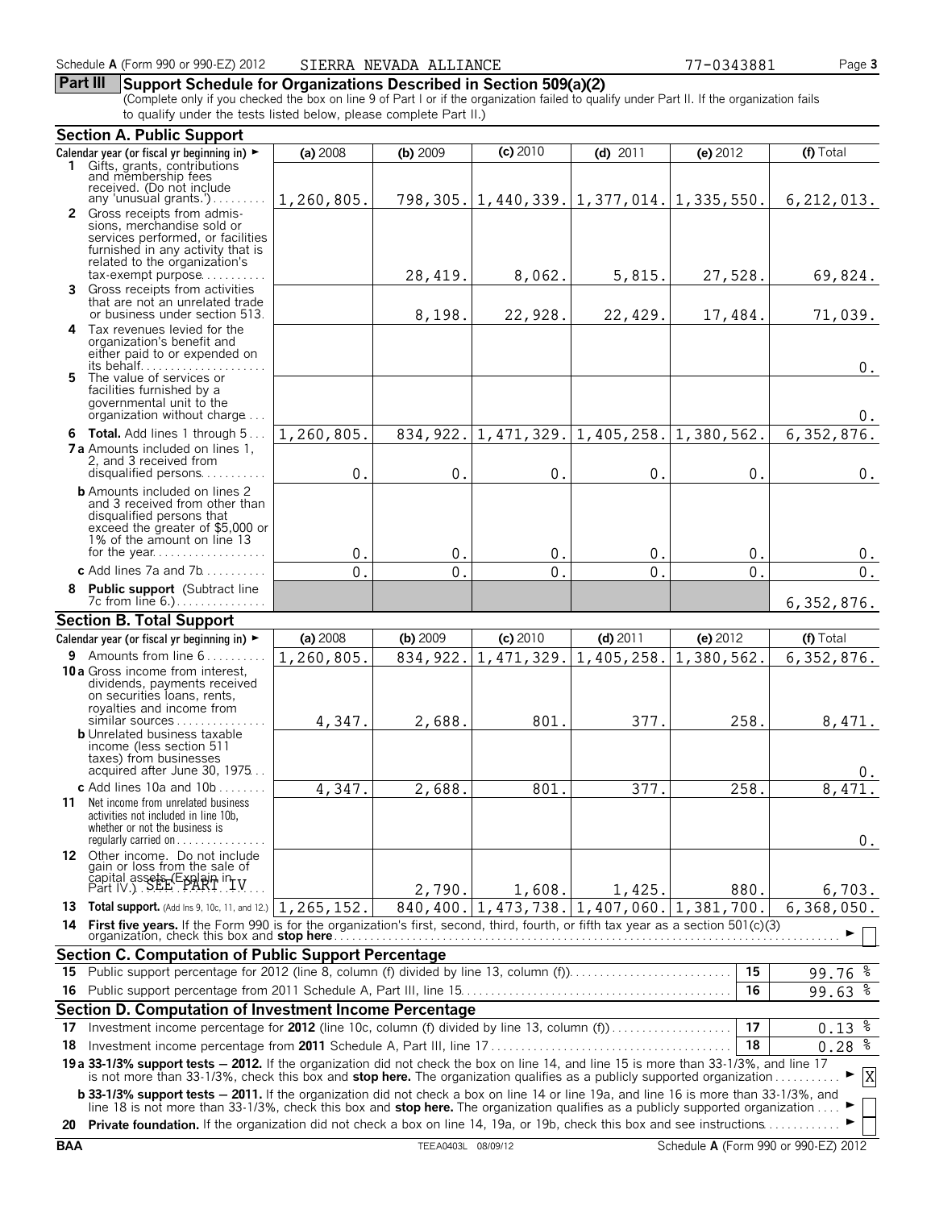Schedule A (Form 990 or 990-EZ) 2012 SIERRA NEVADA ALLIANCE 77-0343881

## Part III Support Schedule for Organizations Described in Section 509(a)(2)

(Complete only if you checked the box on line 9 of Part I or if the organization failed to qualify under Part II. If the organization fails to qualify under the tests listed below, please complete Part II.)

### Section A. Public Support

| Calendar year (or fiscal yr beginning in) ► | (a) 2008 | (b) 2009 | (c) 2010 | (d) 2011 | (e) 2012 | (f) Total |
|---|---|---|---|---|---|---|
| 1 Gifts, grants, contributions and membership fees received. (Do not include any 'unusual grants.') | 1,260,805. | 798,305. | 1,440,339. | 1,377,014. | 1,335,550. | 6,212,013. |
| 2 Gross receipts from admissions, merchandise sold or services performed, or facilities furnished in any activity that is related to the organization's tax-exempt purpose | | 28,419. | 8,062. | 5,815. | 27,528. | 69,824. |
| 3 Gross receipts from activities that are not an unrelated trade or business under section 513 | | 8,198. | 22,928. | 22,429. | 17,484. | 71,039. |
| 4 Tax revenues levied for the organization's benefit and either paid to or expended on its behalf | | | | | | 0. |
| 5 The value of services or facilities furnished by a governmental unit to the organization without charge | | | | | | 0. |
| 6 Total. Add lines 1 through 5 | 1,260,805. | 834,922. | 1,471,329. | 1,405,258. | 1,380,562. | 6,352,876. |
| 7a Amounts included on lines 1, 2, and 3 received from disqualified persons | 0. | 0. | 0. | 0. | 0. | 0. |
| b Amounts included on lines 2 and 3 received from other than disqualified persons that exceed the greater of $5,000 or 1% of the amount on line 13 for the year | 0. | 0. | 0. | 0. | 0. | 0. |
| c Add lines 7a and 7b | 0. | 0. | 0. | 0. | 0. | 0. |
| 8 Public support (Subtract line 7c from line 6.) | | | | | | 6,352,876. |

### Section B. Total Support

| Calendar year (or fiscal yr beginning in) ► | (a) 2008 | (b) 2009 | (c) 2010 | (d) 2011 | (e) 2012 | (f) Total |
|---|---|---|---|---|---|---|
| 9 Amounts from line 6 | 1,260,805. | 834,922. | 1,471,329. | 1,405,258. | 1,380,562. | 6,352,876. |
| 10a Gross income from interest, dividends, payments received on securities loans, rents, royalties and income from similar sources | 4,347. | 2,688. | 801. | 377. | 258. | 8,471. |
| b Unrelated business taxable income (less section 511 taxes) from businesses acquired after June 30, 1975 | | | | | | 0. |
| c Add lines 10a and 10b | 4,347. | 2,688. | 801. | 377. | 258. | 8,471. |
| 11 Net income from unrelated business activities not included in line 10b, whether or not the business is regularly carried on | | | | | | 0. |
| 12 Other income. Do not include gain or loss from the sale of capital assets (Explain in Part IV.) SEE PART IV | | 2,790. | 1,608. | 1,425. | 880. | 6,703. |
| 13 Total support. (Add lns 9, 10c, 11, and 12.) | 1,265,152. | 840,400. | 1,473,738. | 1,407,060. | 1,381,700. | 6,368,050. |

**14 First five years.** If the Form 990 is for the organization's first, second, third, fourth, or fifth tax year as a section 501(c)(3) organization, check this box and **stop here** ► ☐

### Section C. Computation of Public Support Percentage

| | | | |
|---|---|---|---|
| 15 | Public support percentage for 2012 (line 8, column (f) divided by line 13, column (f)) | 15 | 99.76 % |
| 16 | Public support percentage from 2011 Schedule A, Part III, line 15 | 16 | 99.63 % |

### Section D. Computation of Investment Income Percentage

| | | | |
|---|---|---|---|
| 17 | Investment income percentage for **2012** (line 10c, column (f) divided by line 13, column (f)) | 17 | 0.13 % |
| 18 | Investment income percentage from **2011** Schedule A, Part III, line 17 | 18 | 0.28 % |

**19a 33-1/3% support tests — 2012.** If the organization did not check the box on line 14, and line 15 is more than 33-1/3%, and line 17 is not more than 33-1/3%, check this box and **stop here.** The organization qualifies as a publicly supported organization ► [X]

**b 33-1/3% support tests — 2011.** If the organization did not check a box on line 14 or line 19a, and line 16 is more than 33-1/3%, and line 18 is not more than 33-1/3%, check this box and **stop here.** The organization qualifies as a publicly supported organization ► ☐

**20 Private foundation.** If the organization did not check a box on line 14, 19a, or 19b, check this box and see instructions ► ☐

BAA TEEA0403L 08/09/12 Schedule A (Form 990 or 990-EZ) 2012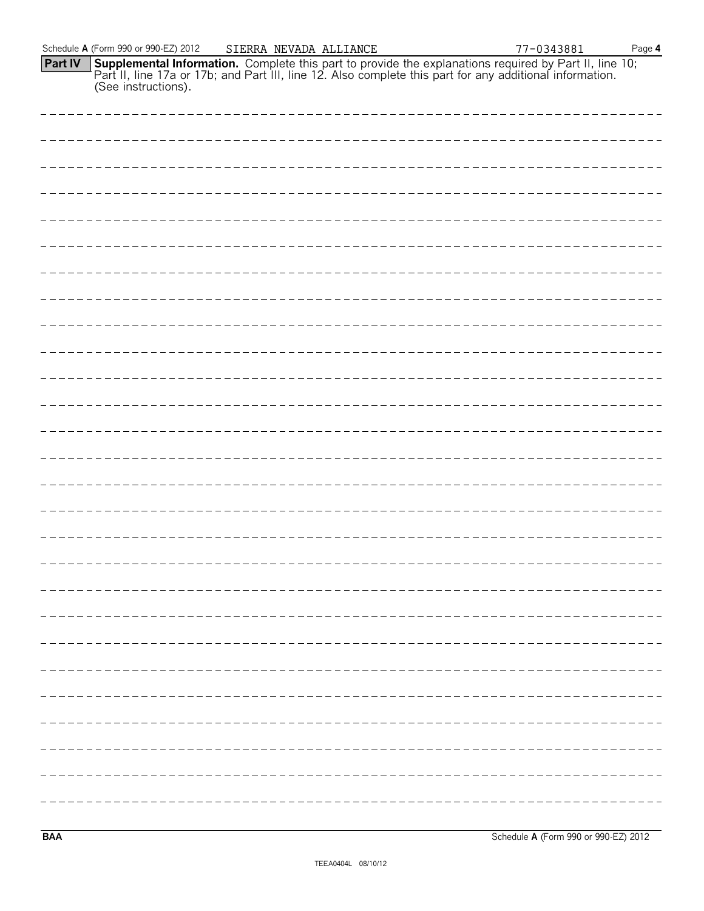Schedule **A** (Form 990 or 990-EZ) 2012 SIERRA NEVADA ALLIANCE 77-0343881

**Part IV** **Supplemental Information.** Complete this part to provide the explanations required by Part II, line 10; Part II, line 17a or 17b; and Part III, line 12. Also complete this part for any additional information. (See instructions).

**BAA** Schedule **A** (Form 990 or 990-EZ) 2012

TEEA0404L 08/10/12